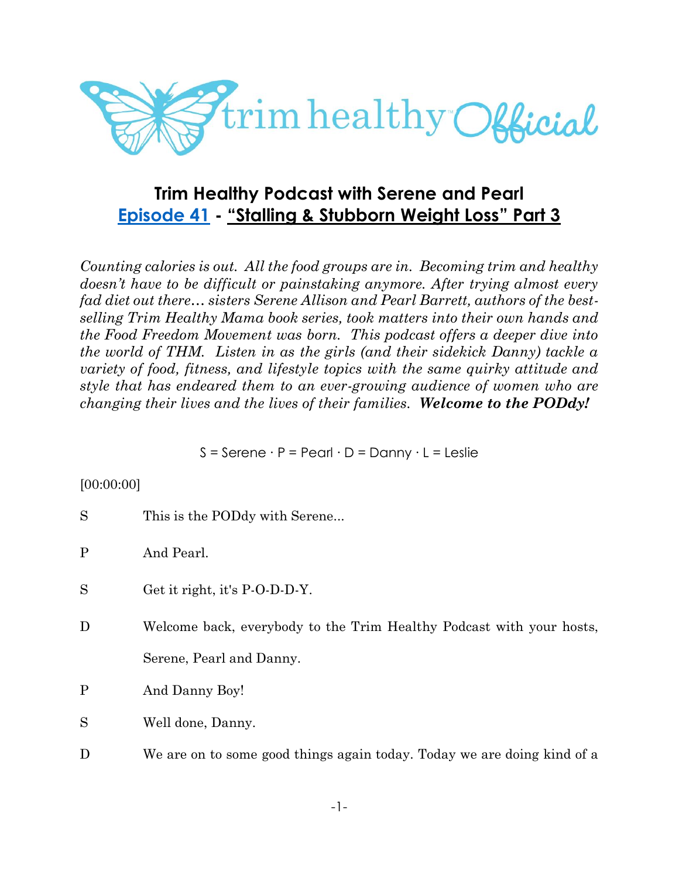# Trim Healthy Podcast with Serene and Pearl

## Episode 41 - "Stalling & Stubborn Weight Loss" Part 3

*Counting calories is out. All the food groups are in. Becoming trim and healthy doesn't have to be difficult or painstaking anymore. After trying almost every fad diet out there… sisters Serene Allison and Pearl Barrett, authors of the best-selling Trim Healthy Mama book series, took matters into their own hands and the Food Freedom Movement was born. This podcast offers a deeper dive into the world of THM. Listen in as the girls (and their sidekick Danny) tackle a variety of food, fitness, and lifestyle topics with the same quirky attitude and style that has endeared them to an ever-growing audience of women who are changing their lives and the lives of their families.* ***Welcome to the PODdy!***

S = Serene · P = Pearl · D = Danny · L = Leslie

[00:00:00]

S This is the PODdy with Serene...

P And Pearl.

S Get it right, it's P-O-D-D-Y.

D Welcome back, everybody to the Trim Healthy Podcast with your hosts, Serene, Pearl and Danny.

P And Danny Boy!

S Well done, Danny.

D We are on to some good things again today. Today we are doing kind of a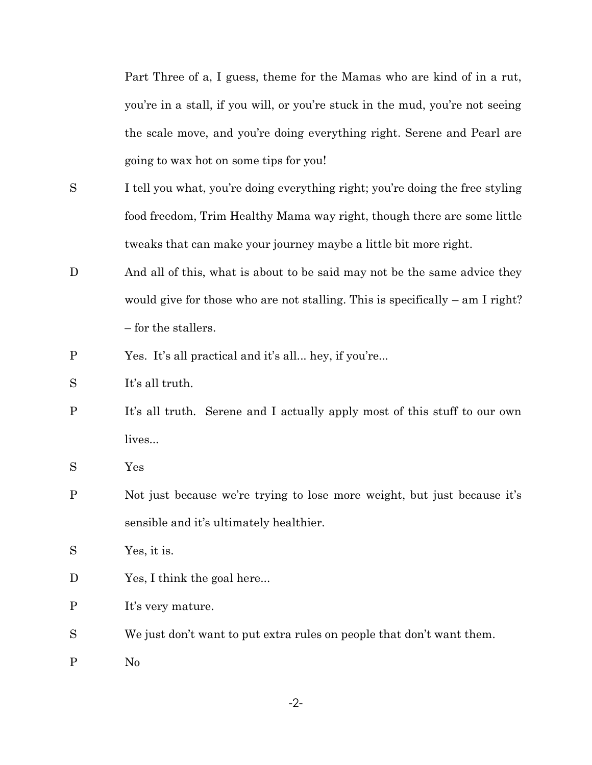Part Three of a, I guess, theme for the Mamas who are kind of in a rut, you're in a stall, if you will, or you're stuck in the mud, you're not seeing the scale move, and you're doing everything right. Serene and Pearl are going to wax hot on some tips for you!

S	I tell you what, you're doing everything right; you're doing the free styling food freedom, Trim Healthy Mama way right, though there are some little tweaks that can make your journey maybe a little bit more right.

D	And all of this, what is about to be said may not be the same advice they would give for those who are not stalling. This is specifically – am I right? – for the stallers.

P	Yes. It's all practical and it's all... hey, if you're...

S	It's all truth.

P	It's all truth. Serene and I actually apply most of this stuff to our own lives...

S	Yes

P	Not just because we're trying to lose more weight, but just because it's sensible and it's ultimately healthier.

S	Yes, it is.

D	Yes, I think the goal here...

P	It's very mature.

S	We just don't want to put extra rules on people that don't want them.

P	No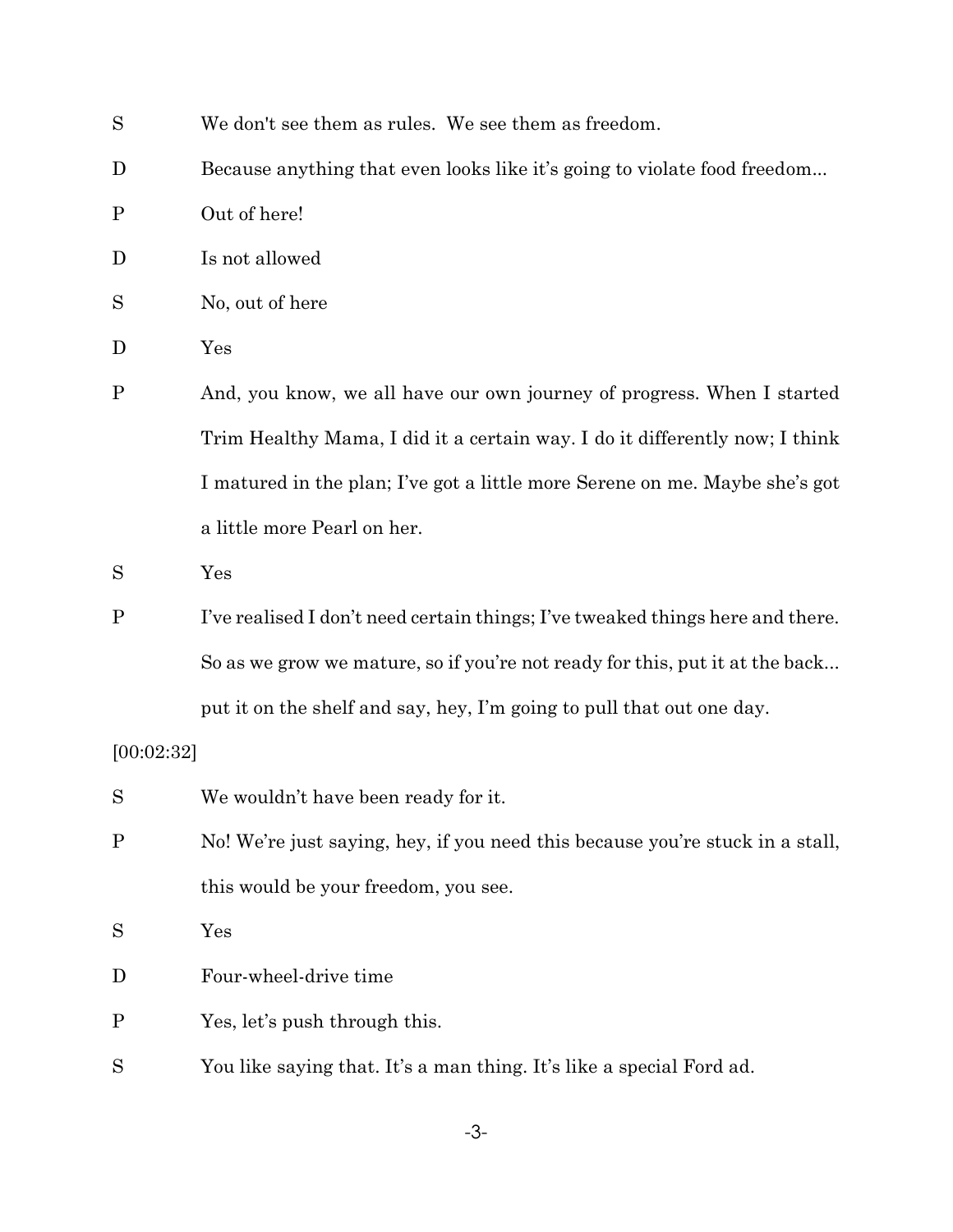S We don't see them as rules. We see them as freedom.

D Because anything that even looks like it's going to violate food freedom...

P Out of here!

D Is not allowed

S No, out of here

D Yes

P And, you know, we all have our own journey of progress. When I started Trim Healthy Mama, I did it a certain way. I do it differently now; I think I matured in the plan; I've got a little more Serene on me. Maybe she's got a little more Pearl on her.

S Yes

P I've realised I don't need certain things; I've tweaked things here and there. So as we grow we mature, so if you're not ready for this, put it at the back... put it on the shelf and say, hey, I'm going to pull that out one day.

[00:02:32]

S We wouldn't have been ready for it.

P No! We're just saying, hey, if you need this because you're stuck in a stall, this would be your freedom, you see.

S Yes

D Four-wheel-drive time

P Yes, let's push through this.

S You like saying that. It's a man thing. It's like a special Ford ad.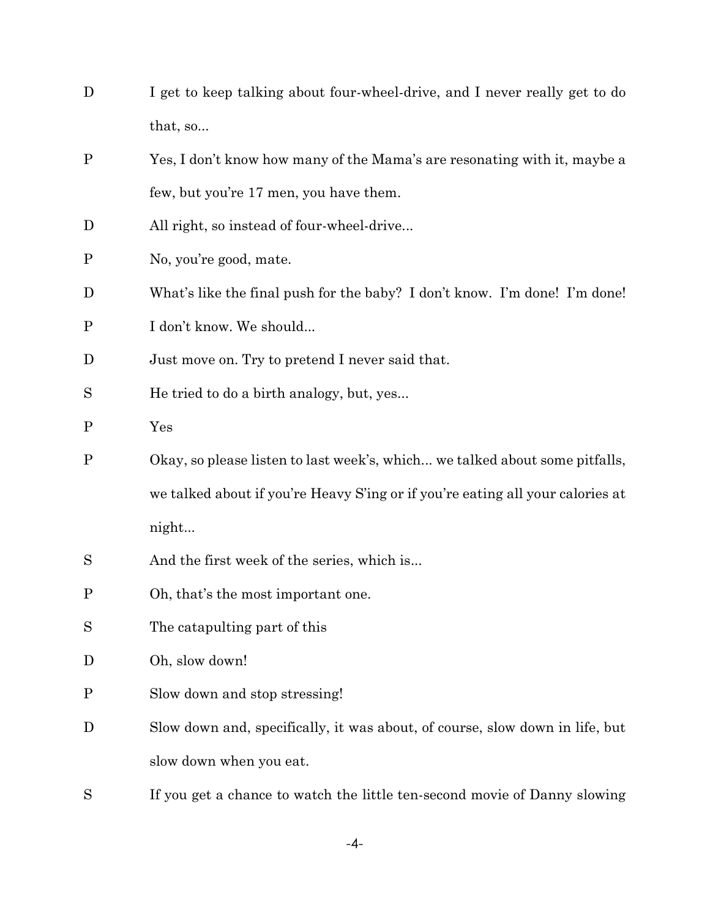D I get to keep talking about four-wheel-drive, and I never really get to do that, so...

P Yes, I don't know how many of the Mama's are resonating with it, maybe a few, but you're 17 men, you have them.

D All right, so instead of four-wheel-drive...

P No, you're good, mate.

D What's like the final push for the baby? I don't know. I'm done! I'm done!

P I don't know. We should...

D Just move on. Try to pretend I never said that.

S He tried to do a birth analogy, but, yes...

P Yes

P Okay, so please listen to last week's, which... we talked about some pitfalls, we talked about if you're Heavy S'ing or if you're eating all your calories at night...

S And the first week of the series, which is...

P Oh, that's the most important one.

S The catapulting part of this

D Oh, slow down!

P Slow down and stop stressing!

D Slow down and, specifically, it was about, of course, slow down in life, but slow down when you eat.

S If you get a chance to watch the little ten-second movie of Danny slowing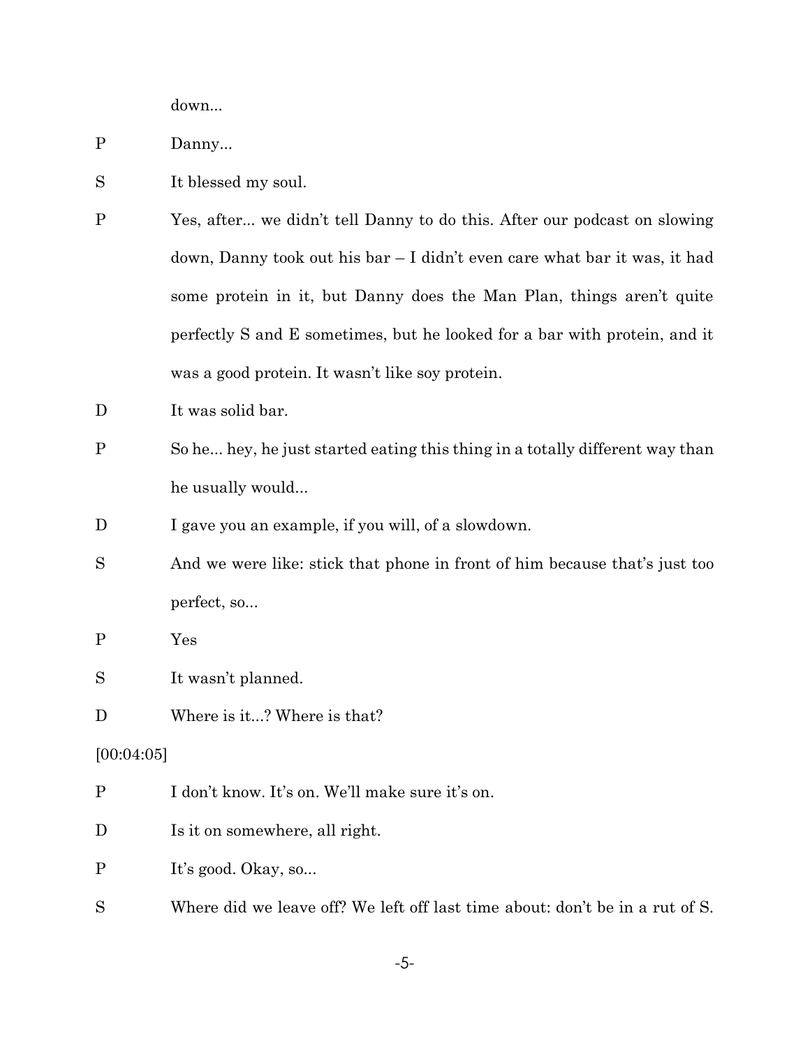down...

P Danny...

S It blessed my soul.

P Yes, after... we didn't tell Danny to do this. After our podcast on slowing down, Danny took out his bar – I didn't even care what bar it was, it had some protein in it, but Danny does the Man Plan, things aren't quite perfectly S and E sometimes, but he looked for a bar with protein, and it was a good protein. It wasn't like soy protein.

D It was solid bar.

P So he... hey, he just started eating this thing in a totally different way than he usually would...

D I gave you an example, if you will, of a slowdown.

S And we were like: stick that phone in front of him because that's just too perfect, so...

P Yes

S It wasn't planned.

D Where is it...? Where is that?

[00:04:05]

P I don't know. It's on. We'll make sure it's on.

D Is it on somewhere, all right.

P It's good. Okay, so...

S Where did we leave off? We left off last time about: don't be in a rut of S.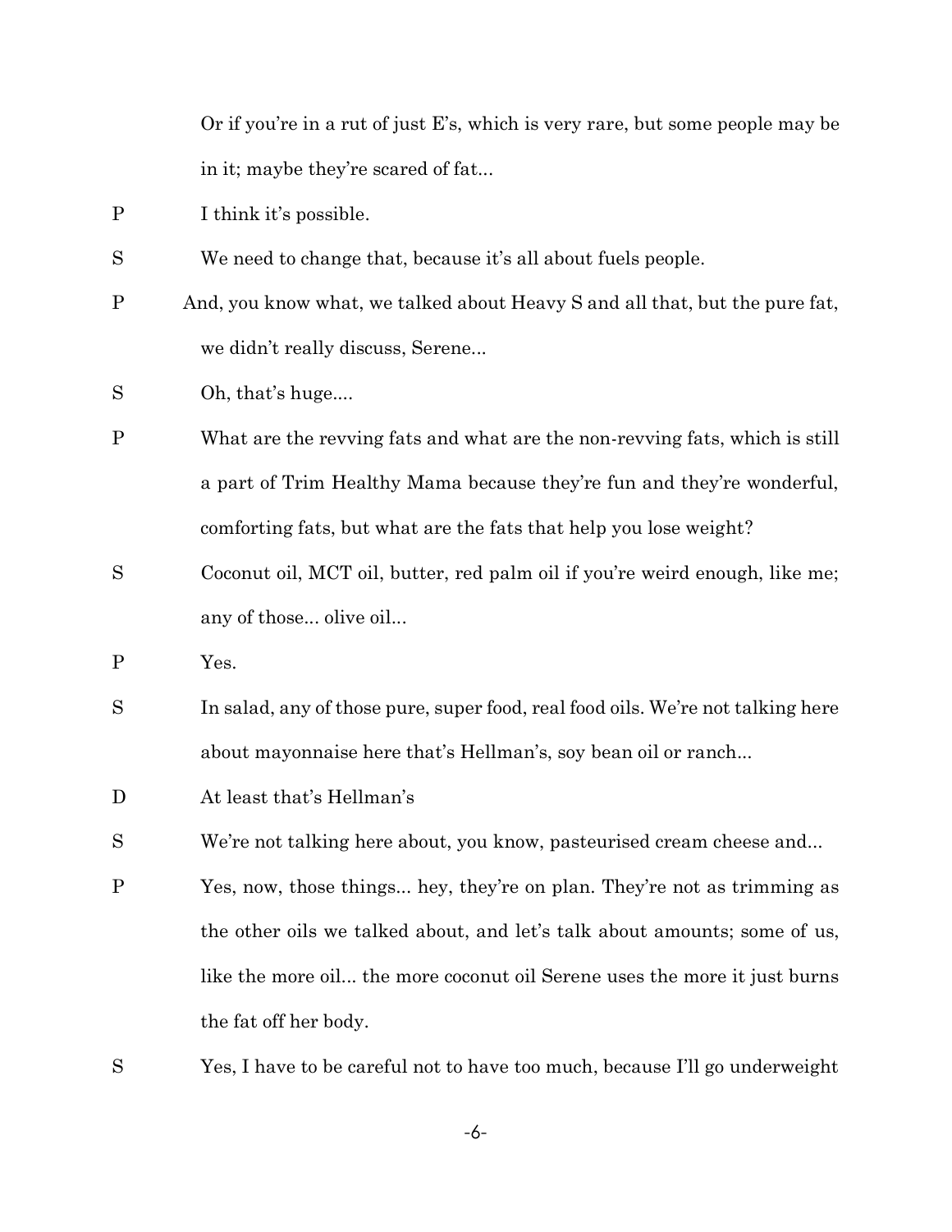Or if you're in a rut of just E's, which is very rare, but some people may be in it; maybe they're scared of fat...

P I think it's possible.

S We need to change that, because it's all about fuels people.

P And, you know what, we talked about Heavy S and all that, but the pure fat, we didn't really discuss, Serene...

S Oh, that's huge....

P What are the revving fats and what are the non-revving fats, which is still a part of Trim Healthy Mama because they're fun and they're wonderful, comforting fats, but what are the fats that help you lose weight?

S Coconut oil, MCT oil, butter, red palm oil if you're weird enough, like me; any of those... olive oil...

P Yes.

S In salad, any of those pure, super food, real food oils. We're not talking here about mayonnaise here that's Hellman's, soy bean oil or ranch...

D At least that's Hellman's

S We're not talking here about, you know, pasteurised cream cheese and...

P Yes, now, those things... hey, they're on plan. They're not as trimming as the other oils we talked about, and let's talk about amounts; some of us, like the more oil... the more coconut oil Serene uses the more it just burns the fat off her body.

S Yes, I have to be careful not to have too much, because I'll go underweight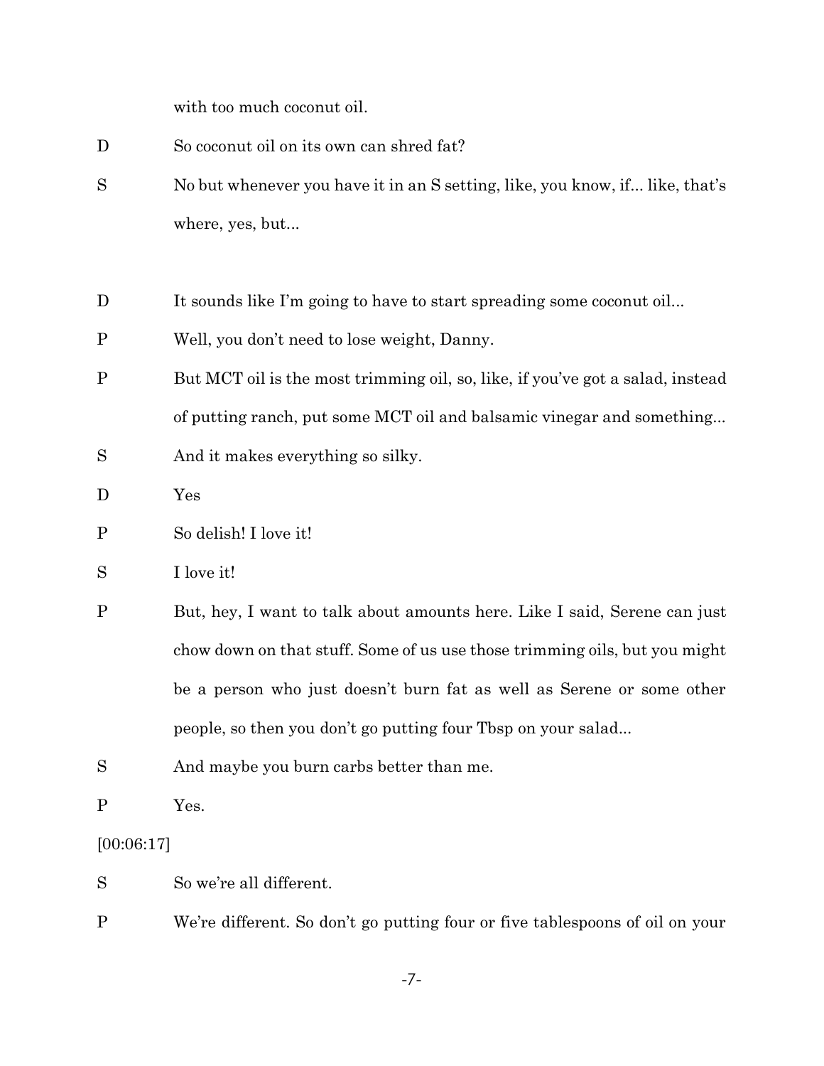with too much coconut oil.

D So coconut oil on its own can shred fat?

S No but whenever you have it in an S setting, like, you know, if... like, that's where, yes, but...

D It sounds like I'm going to have to start spreading some coconut oil...

P Well, you don't need to lose weight, Danny.

P But MCT oil is the most trimming oil, so, like, if you've got a salad, instead of putting ranch, put some MCT oil and balsamic vinegar and something...

S And it makes everything so silky.

D Yes

P So delish! I love it!

S I love it!

P But, hey, I want to talk about amounts here. Like I said, Serene can just chow down on that stuff. Some of us use those trimming oils, but you might be a person who just doesn't burn fat as well as Serene or some other people, so then you don't go putting four Tbsp on your salad...

S And maybe you burn carbs better than me.

P Yes.

[00:06:17]

S So we're all different.

P We're different. So don't go putting four or five tablespoons of oil on your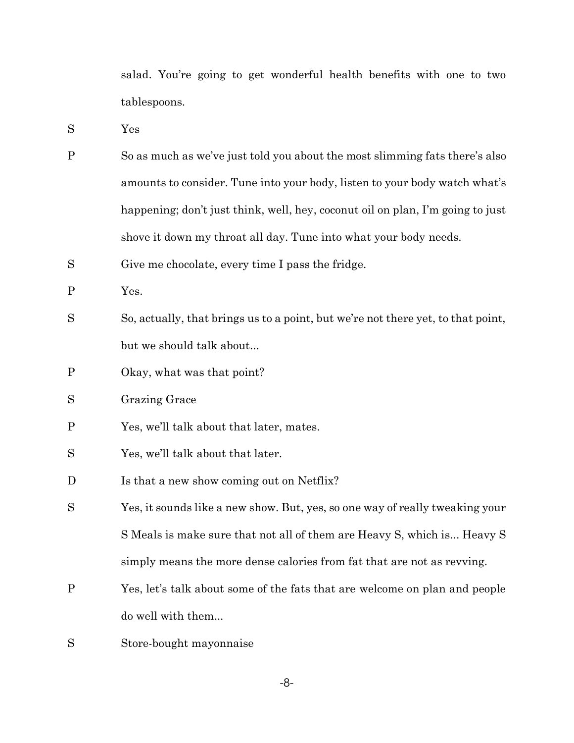salad. You're going to get wonderful health benefits with one to two tablespoons.

S Yes

P So as much as we've just told you about the most slimming fats there's also amounts to consider. Tune into your body, listen to your body watch what's happening; don't just think, well, hey, coconut oil on plan, I'm going to just shove it down my throat all day. Tune into what your body needs.

S Give me chocolate, every time I pass the fridge.

P Yes.

S So, actually, that brings us to a point, but we're not there yet, to that point, but we should talk about...

P Okay, what was that point?

S Grazing Grace

P Yes, we'll talk about that later, mates.

S Yes, we'll talk about that later.

D Is that a new show coming out on Netflix?

S Yes, it sounds like a new show. But, yes, so one way of really tweaking your S Meals is make sure that not all of them are Heavy S, which is... Heavy S simply means the more dense calories from fat that are not as revving.

P Yes, let's talk about some of the fats that are welcome on plan and people do well with them...

S Store-bought mayonnaise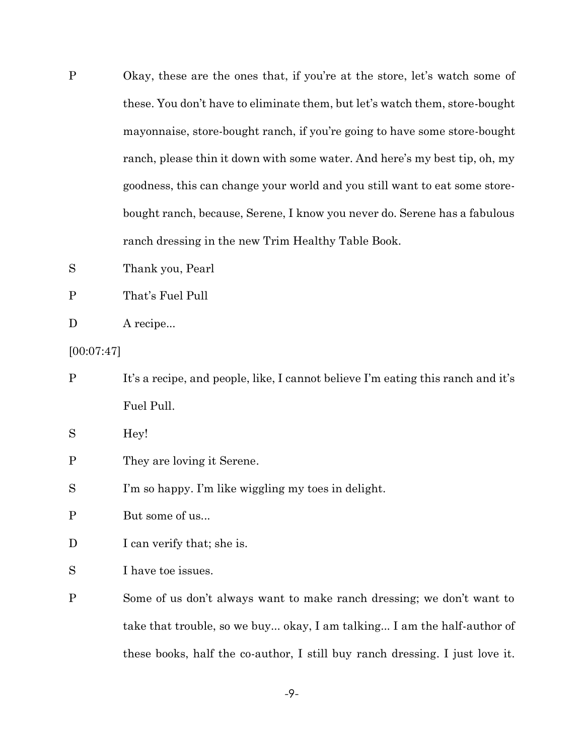P Okay, these are the ones that, if you're at the store, let's watch some of these. You don't have to eliminate them, but let's watch them, store-bought mayonnaise, store-bought ranch, if you're going to have some store-bought ranch, please thin it down with some water. And here's my best tip, oh, my goodness, this can change your world and you still want to eat some store-bought ranch, because, Serene, I know you never do. Serene has a fabulous ranch dressing in the new Trim Healthy Table Book.

S Thank you, Pearl

P That's Fuel Pull

D A recipe...

[00:07:47]

P It's a recipe, and people, like, I cannot believe I'm eating this ranch and it's Fuel Pull.

S Hey!

P They are loving it Serene.

S I'm so happy. I'm like wiggling my toes in delight.

P But some of us...

D I can verify that; she is.

S I have toe issues.

P Some of us don't always want to make ranch dressing; we don't want to take that trouble, so we buy... okay, I am talking... I am the half-author of these books, half the co-author, I still buy ranch dressing. I just love it.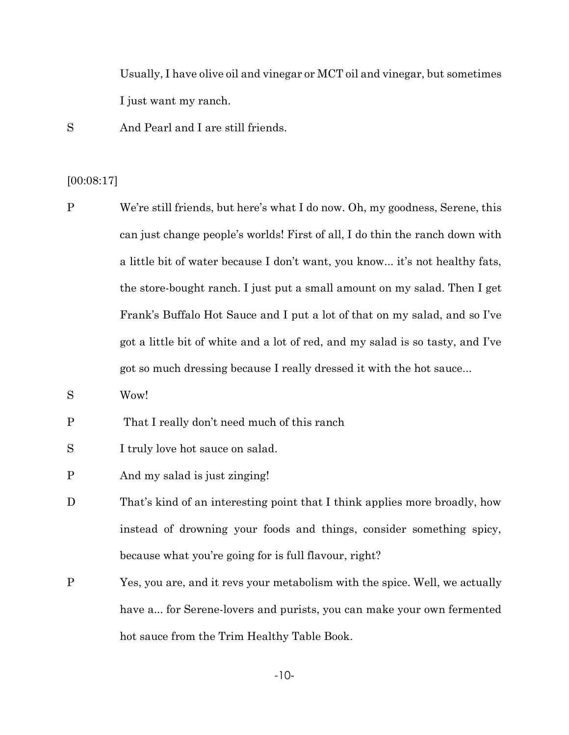Usually, I have olive oil and vinegar or MCT oil and vinegar, but sometimes I just want my ranch.

S And Pearl and I are still friends.

[00:08:17]

P We're still friends, but here's what I do now. Oh, my goodness, Serene, this can just change people's worlds! First of all, I do thin the ranch down with a little bit of water because I don't want, you know... it's not healthy fats, the store-bought ranch. I just put a small amount on my salad. Then I get Frank's Buffalo Hot Sauce and I put a lot of that on my salad, and so I've got a little bit of white and a lot of red, and my salad is so tasty, and I've got so much dressing because I really dressed it with the hot sauce...

S Wow!

P That I really don't need much of this ranch

S I truly love hot sauce on salad.

P And my salad is just zinging!

D That's kind of an interesting point that I think applies more broadly, how instead of drowning your foods and things, consider something spicy, because what you're going for is full flavour, right?

P Yes, you are, and it revs your metabolism with the spice. Well, we actually have a... for Serene-lovers and purists, you can make your own fermented hot sauce from the Trim Healthy Table Book.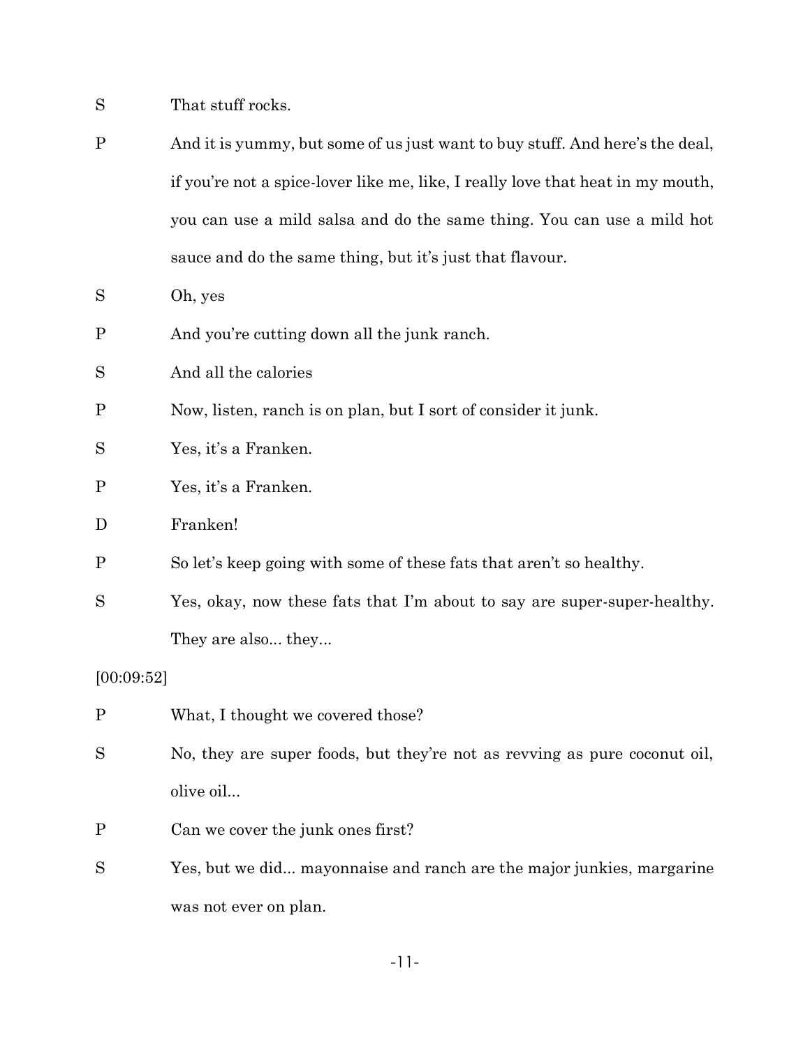S That stuff rocks.

P And it is yummy, but some of us just want to buy stuff. And here's the deal, if you're not a spice-lover like me, like, I really love that heat in my mouth, you can use a mild salsa and do the same thing. You can use a mild hot sauce and do the same thing, but it's just that flavour.

S Oh, yes

P And you're cutting down all the junk ranch.

S And all the calories

P Now, listen, ranch is on plan, but I sort of consider it junk.

S Yes, it's a Franken.

P Yes, it's a Franken.

D Franken!

P So let's keep going with some of these fats that aren't so healthy.

S Yes, okay, now these fats that I'm about to say are super-super-healthy. They are also... they...

[00:09:52]

P What, I thought we covered those?

S No, they are super foods, but they're not as revving as pure coconut oil, olive oil...

P Can we cover the junk ones first?

S Yes, but we did... mayonnaise and ranch are the major junkies, margarine was not ever on plan.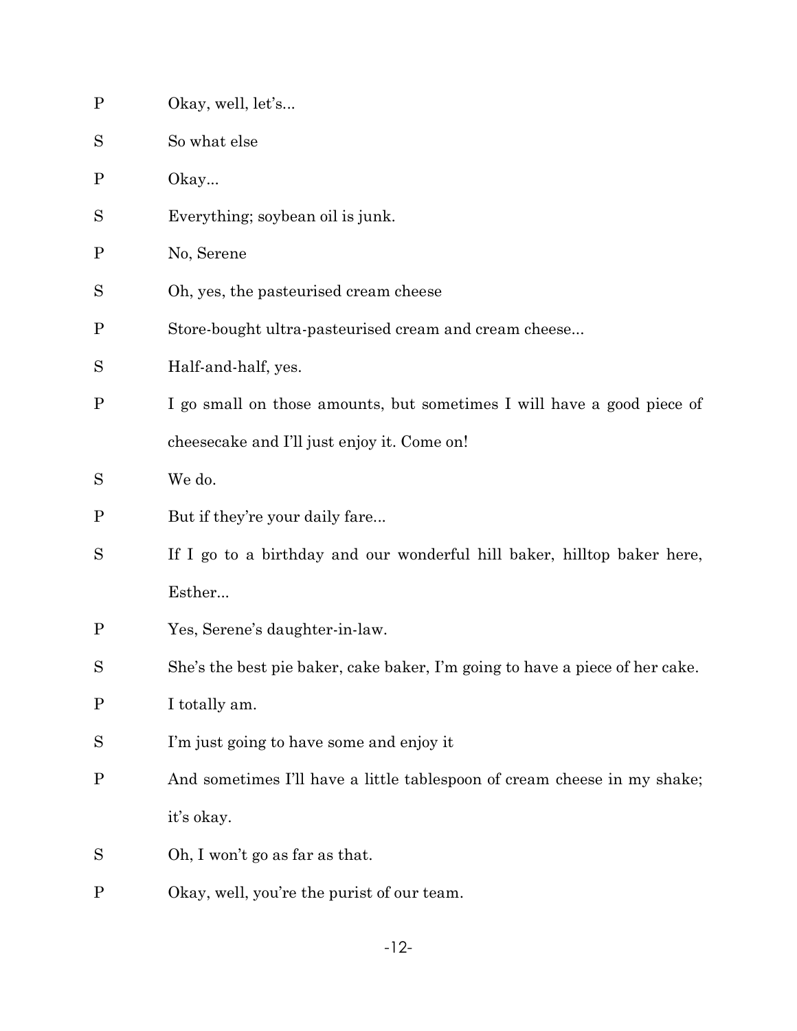P Okay, well, let's...

S So what else

P Okay...

S Everything; soybean oil is junk.

P No, Serene

S Oh, yes, the pasteurised cream cheese

P Store-bought ultra-pasteurised cream and cream cheese...

S Half-and-half, yes.

P I go small on those amounts, but sometimes I will have a good piece of cheesecake and I'll just enjoy it. Come on!

S We do.

P But if they're your daily fare...

S If I go to a birthday and our wonderful hill baker, hilltop baker here, Esther...

P Yes, Serene's daughter-in-law.

S She's the best pie baker, cake baker, I'm going to have a piece of her cake.

P I totally am.

S I'm just going to have some and enjoy it

P And sometimes I'll have a little tablespoon of cream cheese in my shake; it's okay.

S Oh, I won't go as far as that.

P Okay, well, you're the purist of our team.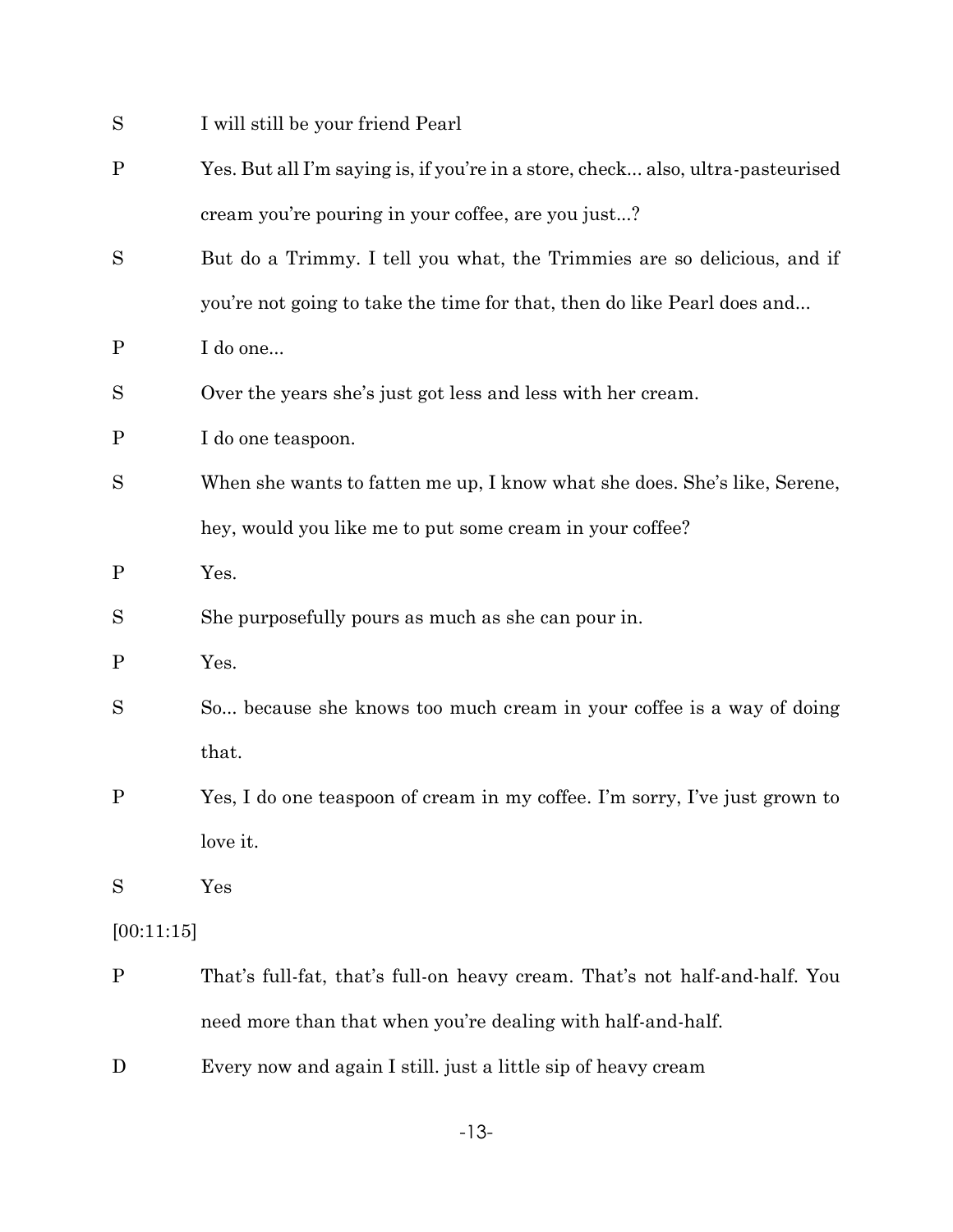S I will still be your friend Pearl

P Yes. But all I'm saying is, if you're in a store, check... also, ultra-pasteurised cream you're pouring in your coffee, are you just...?

S But do a Trimmy. I tell you what, the Trimmies are so delicious, and if you're not going to take the time for that, then do like Pearl does and...

P I do one...

S Over the years she's just got less and less with her cream.

P I do one teaspoon.

S When she wants to fatten me up, I know what she does. She's like, Serene, hey, would you like me to put some cream in your coffee?

P Yes.

S She purposefully pours as much as she can pour in.

P Yes.

S So... because she knows too much cream in your coffee is a way of doing that.

P Yes, I do one teaspoon of cream in my coffee. I'm sorry, I've just grown to love it.

S Yes

[00:11:15]

P That's full-fat, that's full-on heavy cream. That's not half-and-half. You need more than that when you're dealing with half-and-half.

D Every now and again I still. just a little sip of heavy cream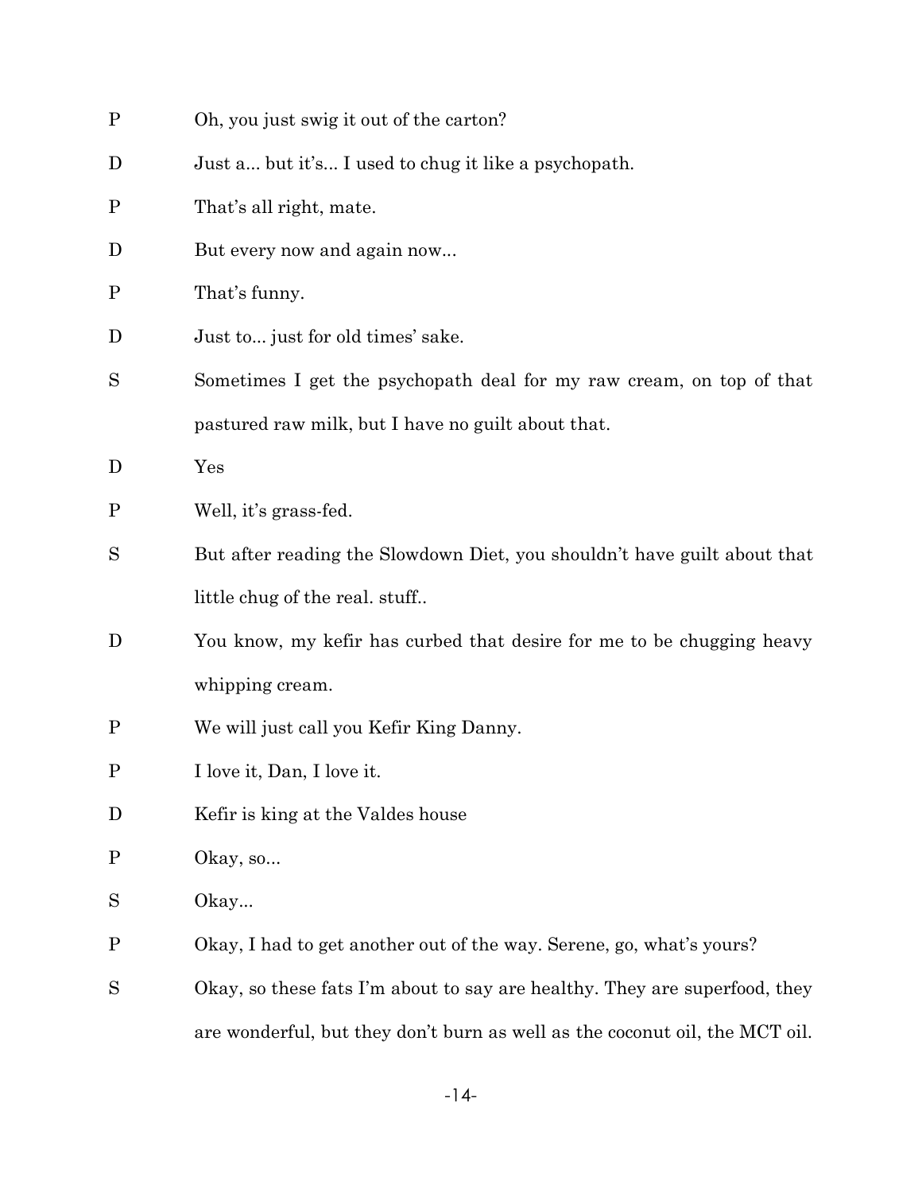P Oh, you just swig it out of the carton?

D Just a... but it's... I used to chug it like a psychopath.

P That's all right, mate.

D But every now and again now...

P That's funny.

D Just to... just for old times' sake.

S Sometimes I get the psychopath deal for my raw cream, on top of that pastured raw milk, but I have no guilt about that.

D Yes

P Well, it's grass-fed.

S But after reading the Slowdown Diet, you shouldn't have guilt about that little chug of the real. stuff..

D You know, my kefir has curbed that desire for me to be chugging heavy whipping cream.

P We will just call you Kefir King Danny.

P I love it, Dan, I love it.

D Kefir is king at the Valdes house

P Okay, so...

S Okay...

P Okay, I had to get another out of the way. Serene, go, what's yours?

S Okay, so these fats I'm about to say are healthy. They are superfood, they are wonderful, but they don't burn as well as the coconut oil, the MCT oil.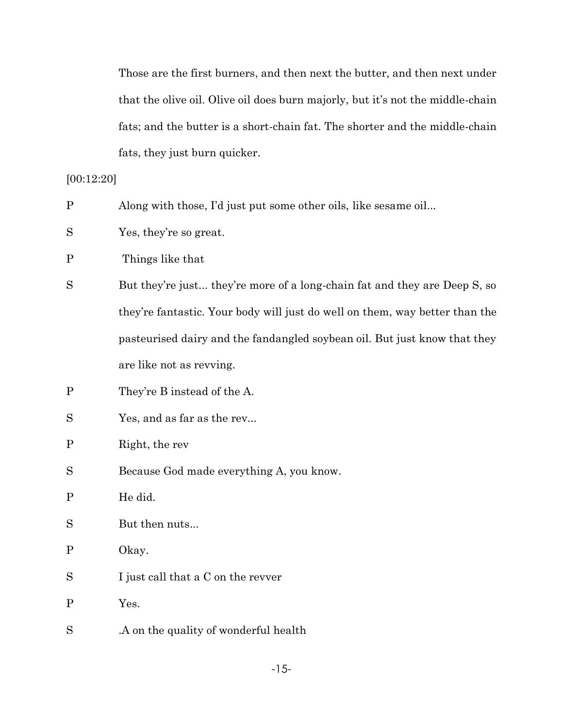Those are the first burners, and then next the butter, and then next under that the olive oil. Olive oil does burn majorly, but it's not the middle-chain fats; and the butter is a short-chain fat. The shorter and the middle-chain fats, they just burn quicker.

[00:12:20]

P	Along with those, I'd just put some other oils, like sesame oil...

S	Yes, they're so great.

P	Things like that

S	But they're just... they're more of a long-chain fat and they are Deep S, so they're fantastic. Your body will just do well on them, way better than the pasteurised dairy and the fandangled soybean oil. But just know that they are like not as revving.

P	They're B instead of the A.

S	Yes, and as far as the rev...

P	Right, the rev

S	Because God made everything A, you know.

P	He did.

S	But then nuts...

P	Okay.

S	I just call that a C on the revver

P	Yes.

S	.A on the quality of wonderful health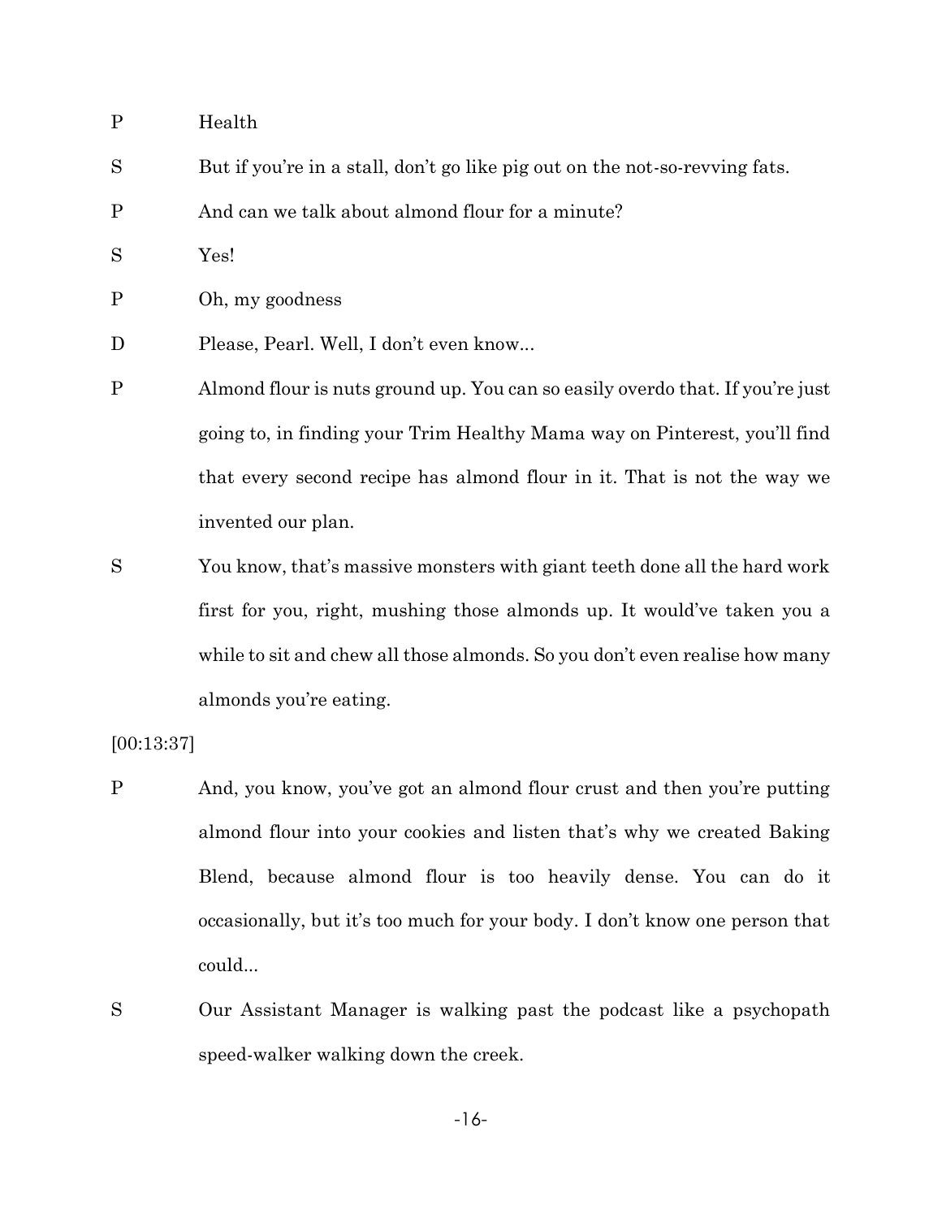P Health

S But if you're in a stall, don't go like pig out on the not-so-revving fats.

P And can we talk about almond flour for a minute?

S Yes!

P Oh, my goodness

D Please, Pearl. Well, I don't even know...

P Almond flour is nuts ground up. You can so easily overdo that. If you're just going to, in finding your Trim Healthy Mama way on Pinterest, you'll find that every second recipe has almond flour in it. That is not the way we invented our plan.

S You know, that's massive monsters with giant teeth done all the hard work first for you, right, mushing those almonds up. It would've taken you a while to sit and chew all those almonds. So you don't even realise how many almonds you're eating.

[00:13:37]

P And, you know, you've got an almond flour crust and then you're putting almond flour into your cookies and listen that's why we created Baking Blend, because almond flour is too heavily dense. You can do it occasionally, but it's too much for your body. I don't know one person that could...

S Our Assistant Manager is walking past the podcast like a psychopath speed-walker walking down the creek.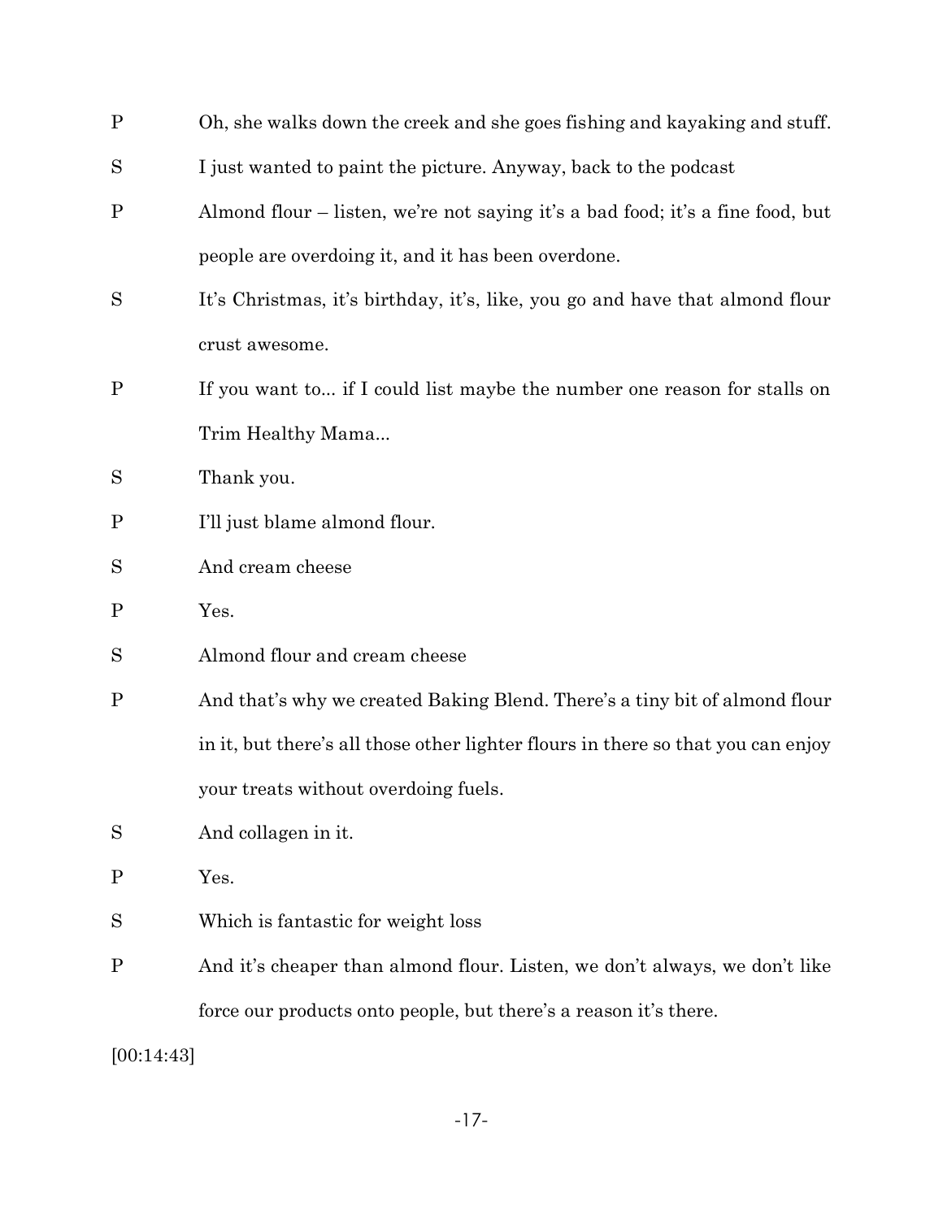P Oh, she walks down the creek and she goes fishing and kayaking and stuff.

S I just wanted to paint the picture. Anyway, back to the podcast

P Almond flour – listen, we're not saying it's a bad food; it's a fine food, but people are overdoing it, and it has been overdone.

S It's Christmas, it's birthday, it's, like, you go and have that almond flour crust awesome.

P If you want to... if I could list maybe the number one reason for stalls on Trim Healthy Mama...

S Thank you.

P I'll just blame almond flour.

S And cream cheese

P Yes.

S Almond flour and cream cheese

P And that's why we created Baking Blend. There's a tiny bit of almond flour in it, but there's all those other lighter flours in there so that you can enjoy your treats without overdoing fuels.

S And collagen in it.

P Yes.

S Which is fantastic for weight loss

P And it's cheaper than almond flour. Listen, we don't always, we don't like force our products onto people, but there's a reason it's there.

[00:14:43]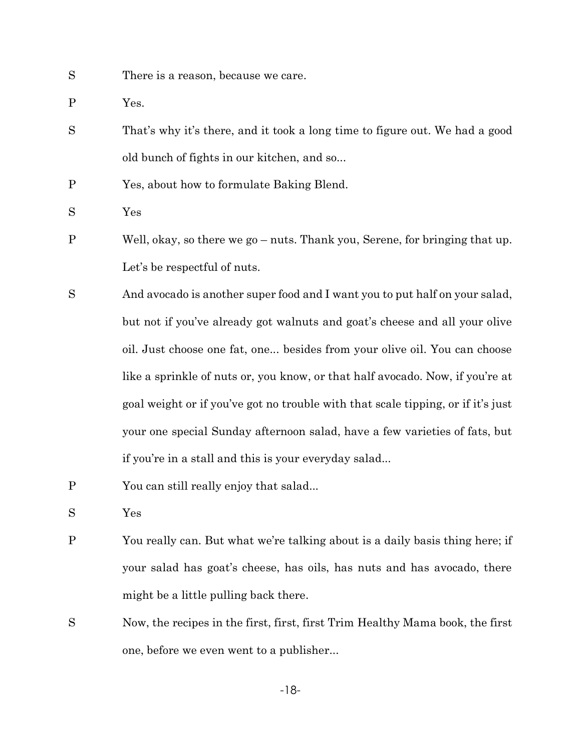S There is a reason, because we care.

P Yes.

S That's why it's there, and it took a long time to figure out. We had a good old bunch of fights in our kitchen, and so...

P Yes, about how to formulate Baking Blend.

S Yes

P Well, okay, so there we go – nuts. Thank you, Serene, for bringing that up. Let's be respectful of nuts.

S And avocado is another super food and I want you to put half on your salad, but not if you've already got walnuts and goat's cheese and all your olive oil. Just choose one fat, one... besides from your olive oil. You can choose like a sprinkle of nuts or, you know, or that half avocado. Now, if you're at goal weight or if you've got no trouble with that scale tipping, or if it's just your one special Sunday afternoon salad, have a few varieties of fats, but if you're in a stall and this is your everyday salad...

P You can still really enjoy that salad...

S Yes

P You really can. But what we're talking about is a daily basis thing here; if your salad has goat's cheese, has oils, has nuts and has avocado, there might be a little pulling back there.

S Now, the recipes in the first, first, first Trim Healthy Mama book, the first one, before we even went to a publisher...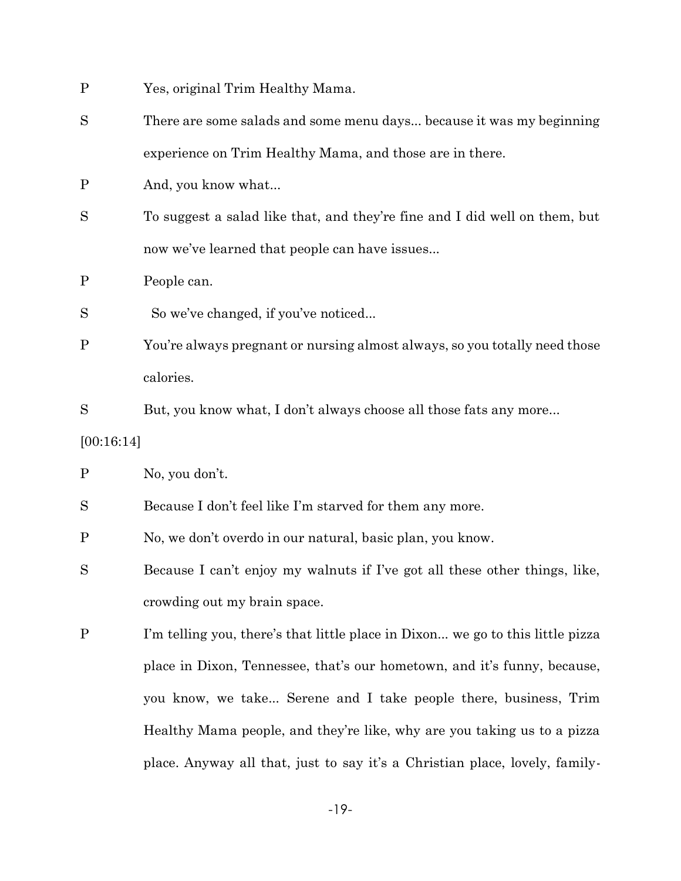P Yes, original Trim Healthy Mama.

S There are some salads and some menu days... because it was my beginning experience on Trim Healthy Mama, and those are in there.

P And, you know what...

S To suggest a salad like that, and they're fine and I did well on them, but now we've learned that people can have issues...

P People can.

S So we've changed, if you've noticed...

P You're always pregnant or nursing almost always, so you totally need those calories.

S But, you know what, I don't always choose all those fats any more...

[00:16:14]

P No, you don't.

S Because I don't feel like I'm starved for them any more.

P No, we don't overdo in our natural, basic plan, you know.

S Because I can't enjoy my walnuts if I've got all these other things, like, crowding out my brain space.

P I'm telling you, there's that little place in Dixon... we go to this little pizza place in Dixon, Tennessee, that's our hometown, and it's funny, because, you know, we take... Serene and I take people there, business, Trim Healthy Mama people, and they're like, why are you taking us to a pizza place. Anyway all that, just to say it's a Christian place, lovely, family-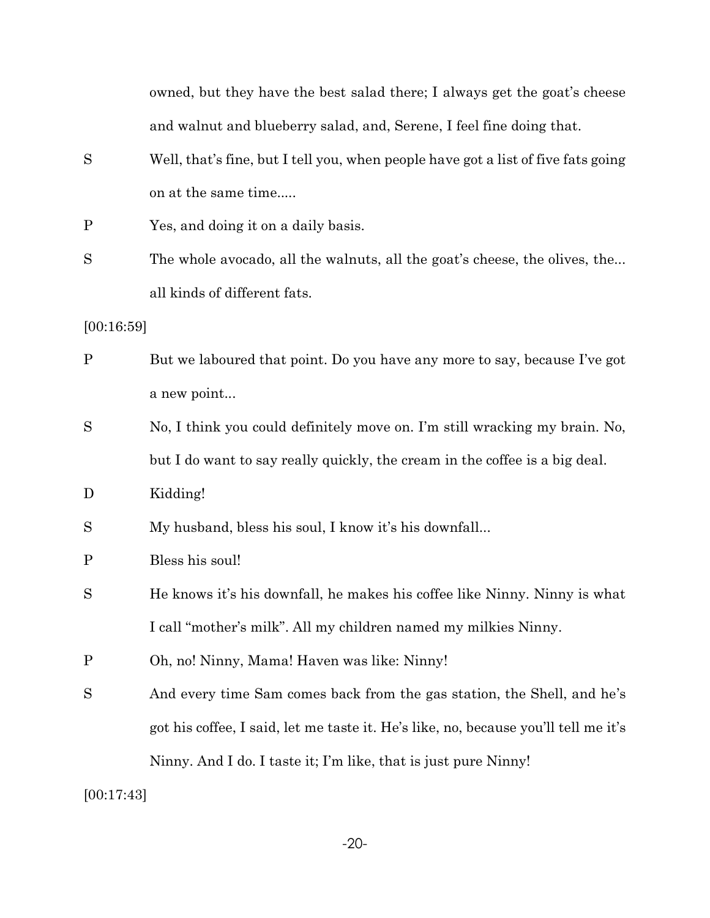owned, but they have the best salad there; I always get the goat's cheese and walnut and blueberry salad, and, Serene, I feel fine doing that.

S Well, that's fine, but I tell you, when people have got a list of five fats going on at the same time.....

P Yes, and doing it on a daily basis.

S The whole avocado, all the walnuts, all the goat's cheese, the olives, the... all kinds of different fats.

[00:16:59]

P But we laboured that point. Do you have any more to say, because I've got a new point...

S No, I think you could definitely move on. I'm still wracking my brain. No, but I do want to say really quickly, the cream in the coffee is a big deal.

D Kidding!

S My husband, bless his soul, I know it's his downfall...

P Bless his soul!

S He knows it's his downfall, he makes his coffee like Ninny. Ninny is what I call "mother's milk". All my children named my milkies Ninny.

P Oh, no! Ninny, Mama! Haven was like: Ninny!

S And every time Sam comes back from the gas station, the Shell, and he's got his coffee, I said, let me taste it. He's like, no, because you'll tell me it's Ninny. And I do. I taste it; I'm like, that is just pure Ninny!

[00:17:43]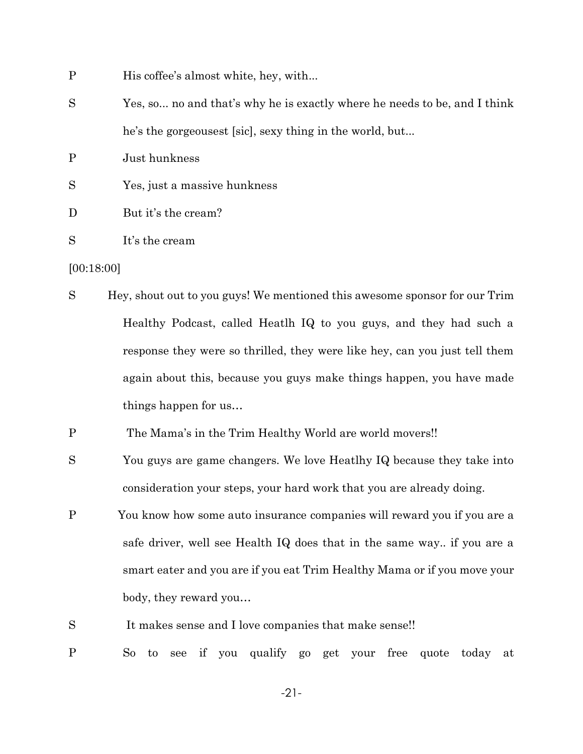P His coffee's almost white, hey, with...

S Yes, so... no and that's why he is exactly where he needs to be, and I think he's the gorgeousest [sic], sexy thing in the world, but...

P Just hunkness

S Yes, just a massive hunkness

D But it's the cream?

S It's the cream

[00:18:00]

S Hey, shout out to you guys! We mentioned this awesome sponsor for our Trim Healthy Podcast, called Heatlh IQ to you guys, and they had such a response they were so thrilled, they were like hey, can you just tell them again about this, because you guys make things happen, you have made things happen for us…

P The Mama's in the Trim Healthy World are world movers!!

S You guys are game changers. We love Heatlhy IQ because they take into consideration your steps, your hard work that you are already doing.

P You know how some auto insurance companies will reward you if you are a safe driver, well see Health IQ does that in the same way.. if you are a smart eater and you are if you eat Trim Healthy Mama or if you move your body, they reward you…

S It makes sense and I love companies that make sense!!

P So to see if you qualify go get your free quote today at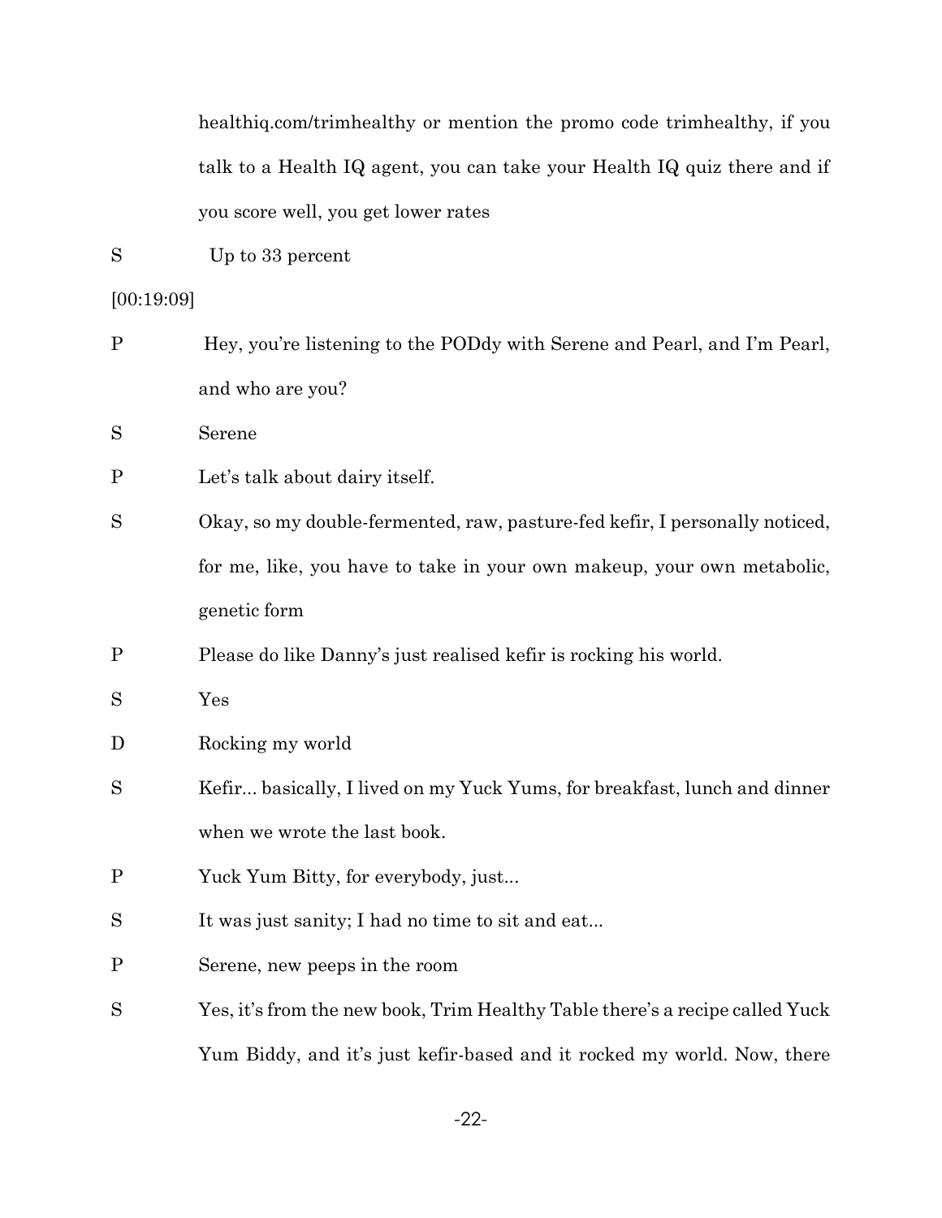healthiq.com/trimhealthy or mention the promo code trimhealthy, if you talk to a Health IQ agent, you can take your Health IQ quiz there and if you score well, you get lower rates

S Up to 33 percent

[00:19:09]

P Hey, you're listening to the PODdy with Serene and Pearl, and I'm Pearl, and who are you?

S Serene

P Let's talk about dairy itself.

S Okay, so my double-fermented, raw, pasture-fed kefir, I personally noticed, for me, like, you have to take in your own makeup, your own metabolic, genetic form

P Please do like Danny's just realised kefir is rocking his world.

S Yes

D Rocking my world

S Kefir... basically, I lived on my Yuck Yums, for breakfast, lunch and dinner when we wrote the last book.

P Yuck Yum Bitty, for everybody, just...

S It was just sanity; I had no time to sit and eat...

P Serene, new peeps in the room

S Yes, it's from the new book, Trim Healthy Table there's a recipe called Yuck Yum Biddy, and it's just kefir-based and it rocked my world. Now, there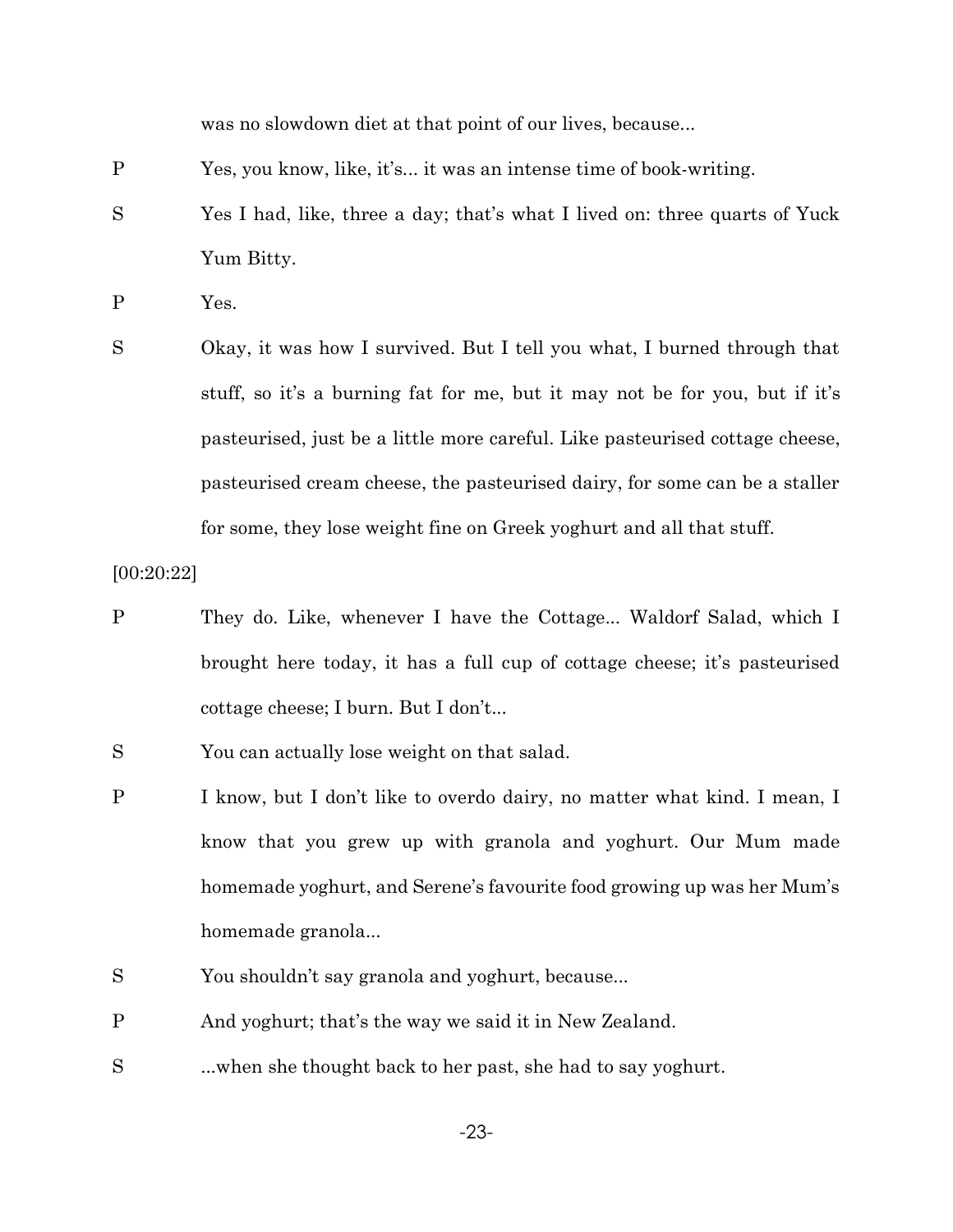was no slowdown diet at that point of our lives, because...

P Yes, you know, like, it's... it was an intense time of book-writing.

S Yes I had, like, three a day; that's what I lived on: three quarts of Yuck Yum Bitty.

P Yes.

S Okay, it was how I survived. But I tell you what, I burned through that stuff, so it's a burning fat for me, but it may not be for you, but if it's pasteurised, just be a little more careful. Like pasteurised cottage cheese, pasteurised cream cheese, the pasteurised dairy, for some can be a staller for some, they lose weight fine on Greek yoghurt and all that stuff.

[00:20:22]

P They do. Like, whenever I have the Cottage... Waldorf Salad, which I brought here today, it has a full cup of cottage cheese; it's pasteurised cottage cheese; I burn. But I don't...

S You can actually lose weight on that salad.

P I know, but I don't like to overdo dairy, no matter what kind. I mean, I know that you grew up with granola and yoghurt. Our Mum made homemade yoghurt, and Serene's favourite food growing up was her Mum's homemade granola...

S You shouldn't say granola and yoghurt, because...

P And yoghurt; that's the way we said it in New Zealand.

S ...when she thought back to her past, she had to say yoghurt.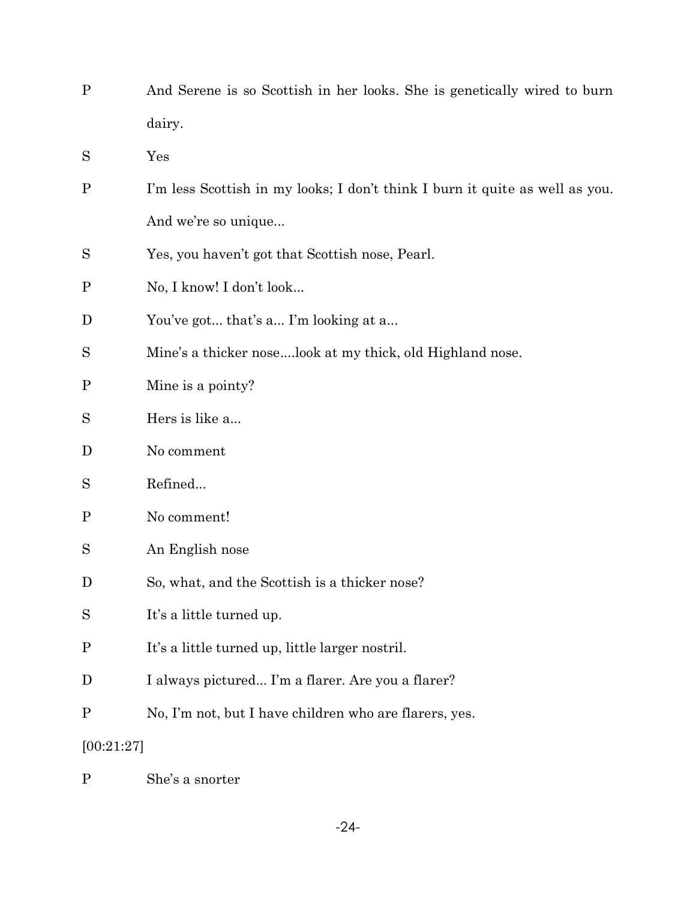P And Serene is so Scottish in her looks. She is genetically wired to burn dairy.

S Yes

P I'm less Scottish in my looks; I don't think I burn it quite as well as you. And we're so unique...

S Yes, you haven't got that Scottish nose, Pearl.

P No, I know! I don't look...

D You've got... that's a... I'm looking at a...

S Mine's a thicker nose....look at my thick, old Highland nose.

P Mine is a pointy?

S Hers is like a...

D No comment

S Refined...

P No comment!

S An English nose

D So, what, and the Scottish is a thicker nose?

S It's a little turned up.

P It's a little turned up, little larger nostril.

D I always pictured... I'm a flarer. Are you a flarer?

P No, I'm not, but I have children who are flarers, yes.

[00:21:27]

P She's a snorter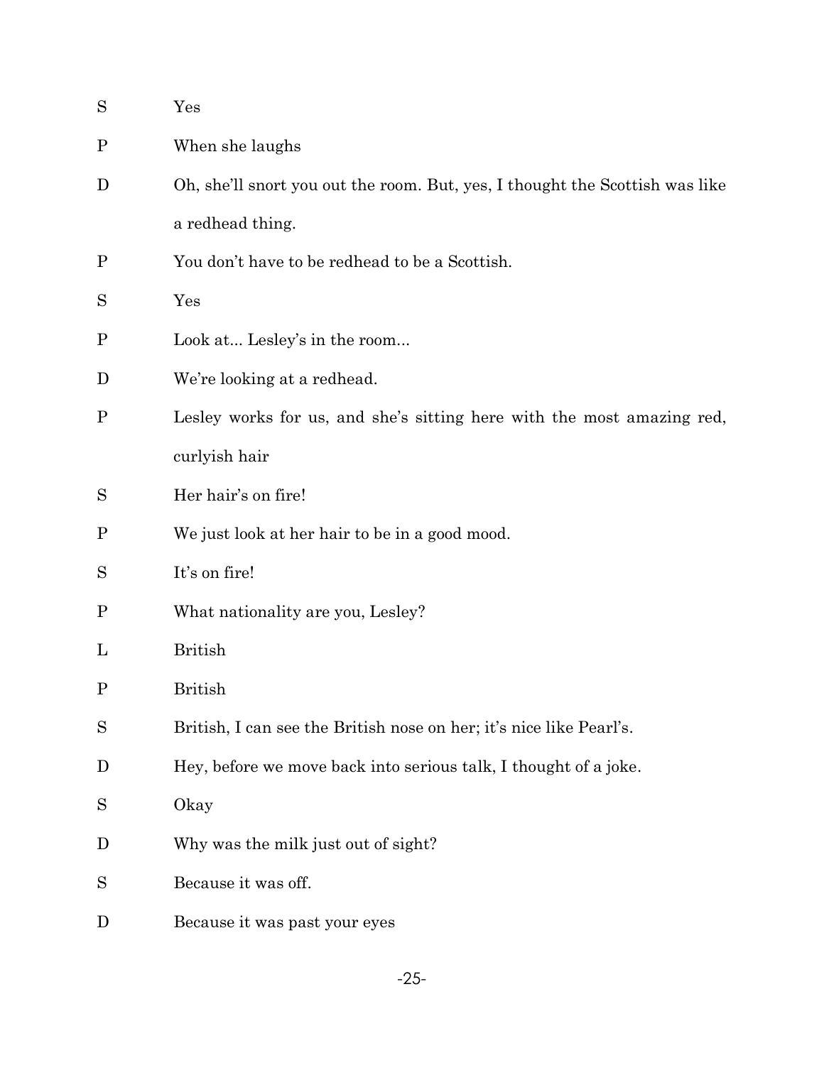S Yes

P When she laughs

D Oh, she'll snort you out the room. But, yes, I thought the Scottish was like a redhead thing.

P You don't have to be redhead to be a Scottish.

S Yes

P Look at... Lesley's in the room...

D We're looking at a redhead.

P Lesley works for us, and she's sitting here with the most amazing red, curlyish hair

S Her hair's on fire!

P We just look at her hair to be in a good mood.

S It's on fire!

P What nationality are you, Lesley?

L British

P British

S British, I can see the British nose on her; it's nice like Pearl's.

D Hey, before we move back into serious talk, I thought of a joke.

S Okay

D Why was the milk just out of sight?

S Because it was off.

D Because it was past your eyes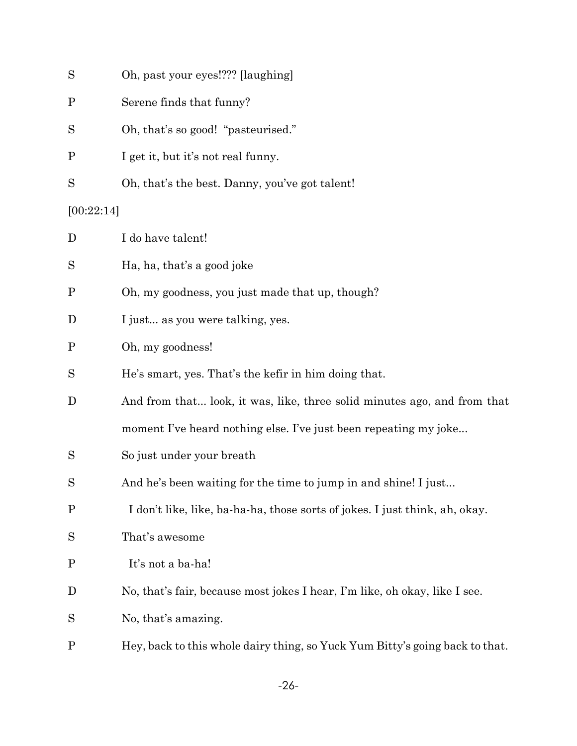S Oh, past your eyes!??? [laughing]

P Serene finds that funny?

S Oh, that's so good! "pasteurised."

P I get it, but it's not real funny.

S Oh, that's the best. Danny, you've got talent!

[00:22:14]

D I do have talent!

S Ha, ha, that's a good joke

P Oh, my goodness, you just made that up, though?

D I just... as you were talking, yes.

P Oh, my goodness!

S He's smart, yes. That's the kefir in him doing that.

D And from that... look, it was, like, three solid minutes ago, and from that moment I've heard nothing else. I've just been repeating my joke...

S So just under your breath

S And he's been waiting for the time to jump in and shine! I just...

P I don't like, like, ba-ha-ha, those sorts of jokes. I just think, ah, okay.

S That's awesome

P It's not a ba-ha!

D No, that's fair, because most jokes I hear, I'm like, oh okay, like I see.

S No, that's amazing.

P Hey, back to this whole dairy thing, so Yuck Yum Bitty's going back to that.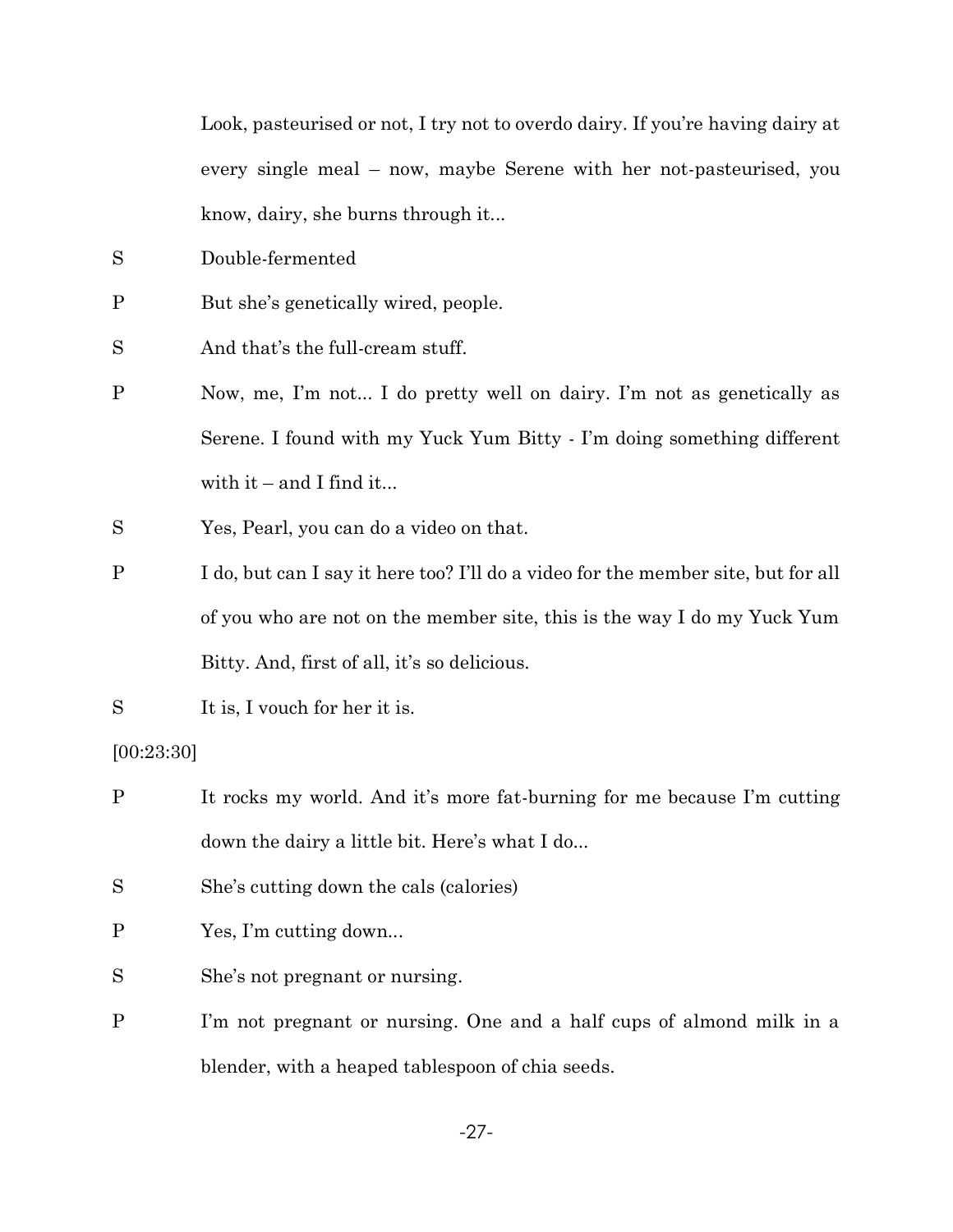Look, pasteurised or not, I try not to overdo dairy. If you're having dairy at every single meal – now, maybe Serene with her not-pasteurised, you know, dairy, she burns through it...

S Double-fermented

P But she's genetically wired, people.

S And that's the full-cream stuff.

P Now, me, I'm not... I do pretty well on dairy. I'm not as genetically as Serene. I found with my Yuck Yum Bitty - I'm doing something different with it – and I find it...

S Yes, Pearl, you can do a video on that.

P I do, but can I say it here too? I'll do a video for the member site, but for all of you who are not on the member site, this is the way I do my Yuck Yum Bitty. And, first of all, it's so delicious.

S It is, I vouch for her it is.

[00:23:30]

P It rocks my world. And it's more fat-burning for me because I'm cutting down the dairy a little bit. Here's what I do...

S She's cutting down the cals (calories)

P Yes, I'm cutting down...

S She's not pregnant or nursing.

P I'm not pregnant or nursing. One and a half cups of almond milk in a blender, with a heaped tablespoon of chia seeds.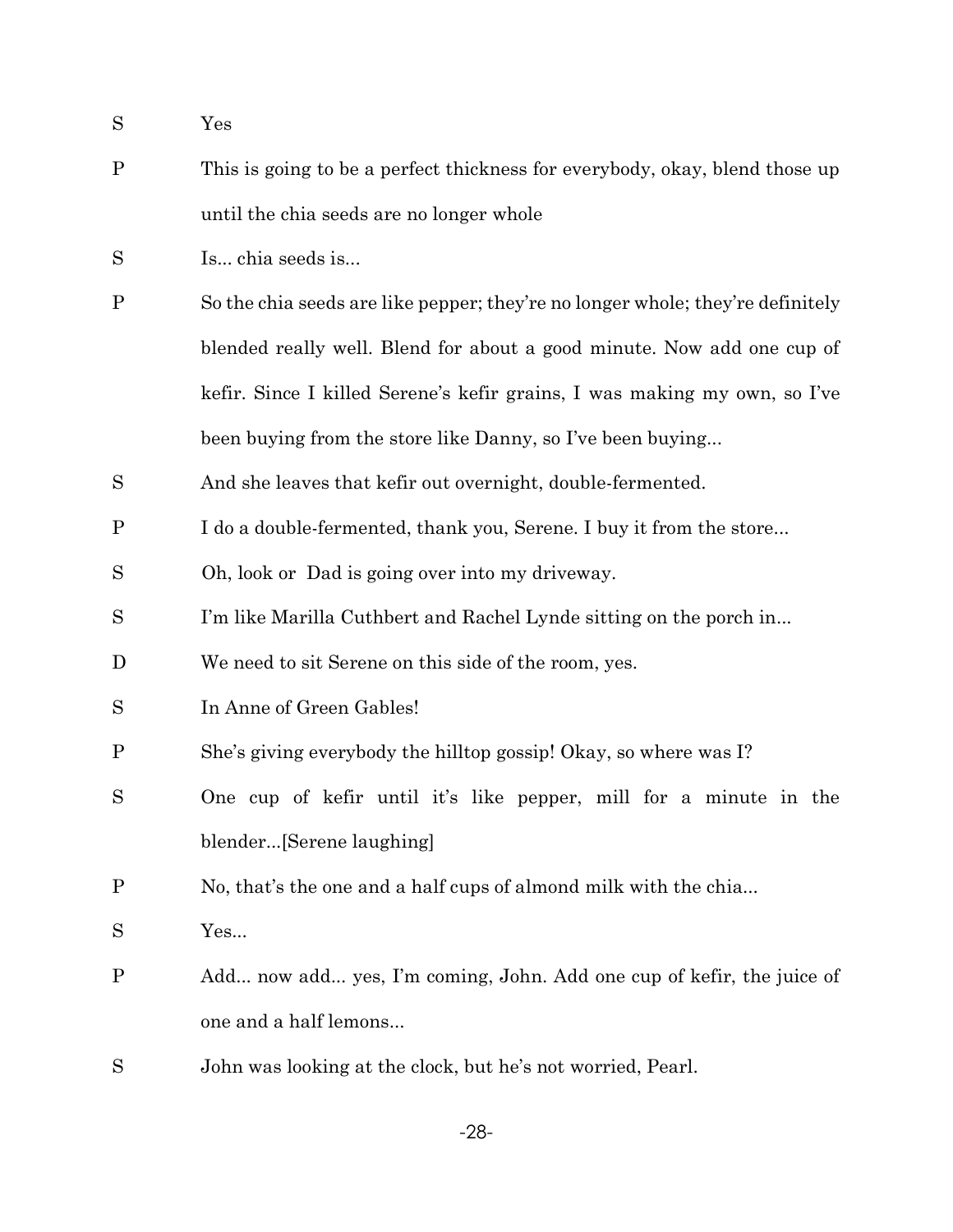S Yes

P This is going to be a perfect thickness for everybody, okay, blend those up until the chia seeds are no longer whole

S Is... chia seeds is...

P So the chia seeds are like pepper; they're no longer whole; they're definitely blended really well. Blend for about a good minute. Now add one cup of kefir. Since I killed Serene's kefir grains, I was making my own, so I've been buying from the store like Danny, so I've been buying...

S And she leaves that kefir out overnight, double-fermented.

P I do a double-fermented, thank you, Serene. I buy it from the store...

S Oh, look or Dad is going over into my driveway.

S I'm like Marilla Cuthbert and Rachel Lynde sitting on the porch in...

D We need to sit Serene on this side of the room, yes.

S In Anne of Green Gables!

P She's giving everybody the hilltop gossip! Okay, so where was I?

S One cup of kefir until it's like pepper, mill for a minute in the blender...[Serene laughing]

P No, that's the one and a half cups of almond milk with the chia...

S Yes...

P Add... now add... yes, I'm coming, John. Add one cup of kefir, the juice of one and a half lemons...

S John was looking at the clock, but he's not worried, Pearl.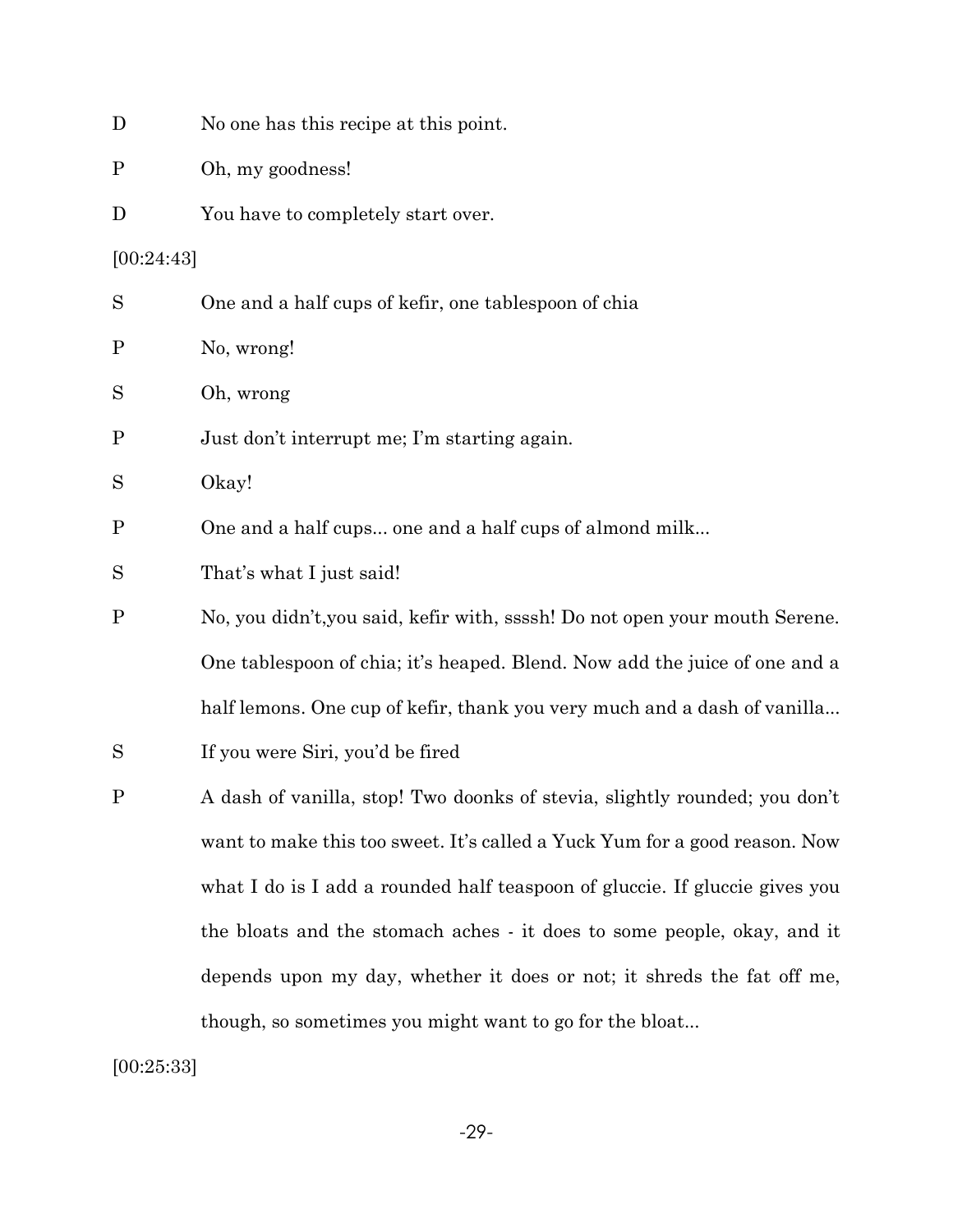D No one has this recipe at this point.

P Oh, my goodness!

D You have to completely start over.

[00:24:43]

S One and a half cups of kefir, one tablespoon of chia

P No, wrong!

S Oh, wrong

P Just don't interrupt me; I'm starting again.

S Okay!

P One and a half cups... one and a half cups of almond milk...

S That's what I just said!

P No, you didn't,you said, kefir with, ssssh! Do not open your mouth Serene. One tablespoon of chia; it's heaped. Blend. Now add the juice of one and a half lemons. One cup of kefir, thank you very much and a dash of vanilla...

S If you were Siri, you'd be fired

P A dash of vanilla, stop! Two doonks of stevia, slightly rounded; you don't want to make this too sweet. It's called a Yuck Yum for a good reason. Now what I do is I add a rounded half teaspoon of gluccie. If gluccie gives you the bloats and the stomach aches - it does to some people, okay, and it depends upon my day, whether it does or not; it shreds the fat off me, though, so sometimes you might want to go for the bloat...

[00:25:33]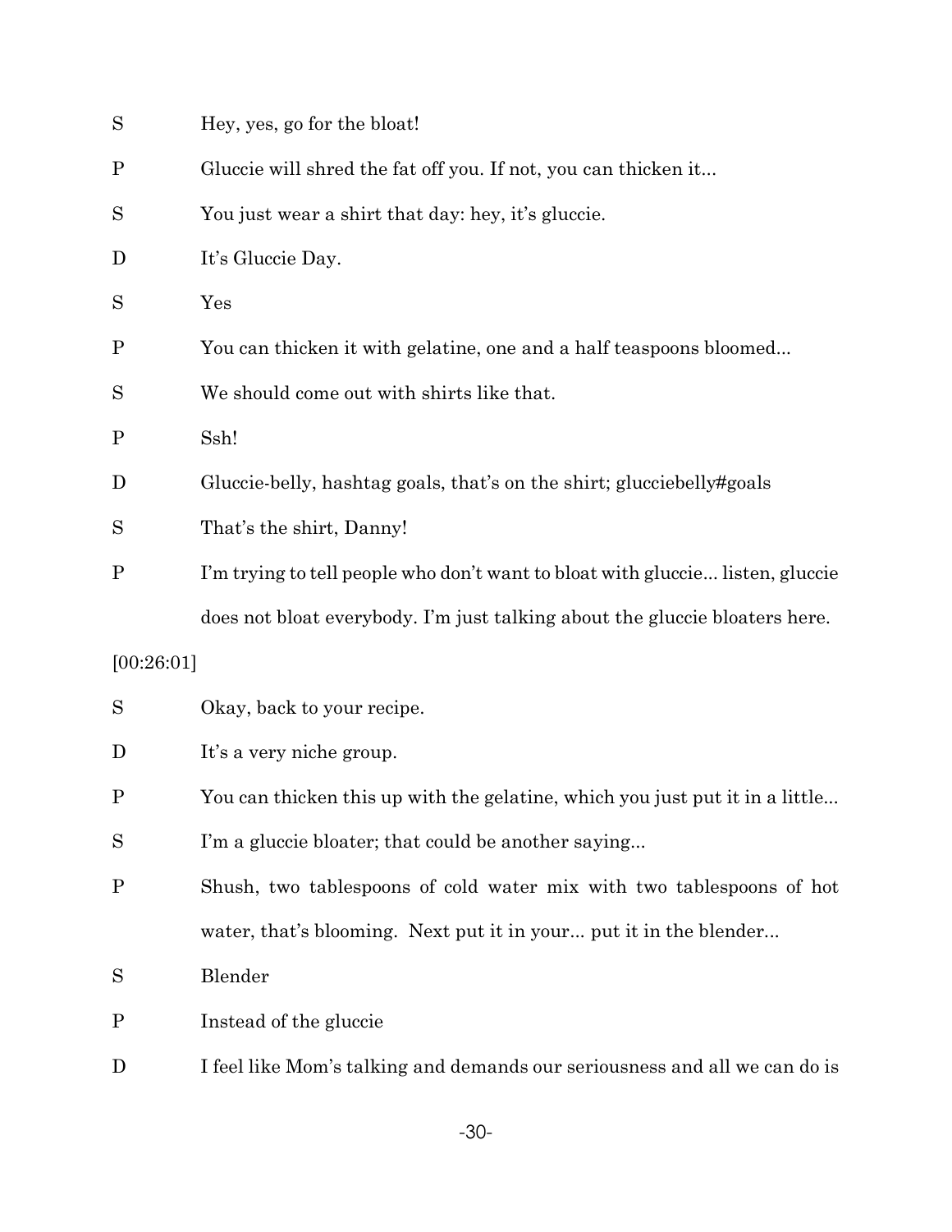S Hey, yes, go for the bloat!

P Gluccie will shred the fat off you. If not, you can thicken it...

S You just wear a shirt that day: hey, it's gluccie.

D It's Gluccie Day.

S Yes

P You can thicken it with gelatine, one and a half teaspoons bloomed...

S We should come out with shirts like that.

P Ssh!

D Gluccie-belly, hashtag goals, that's on the shirt; glucciebelly#goals

S That's the shirt, Danny!

P I'm trying to tell people who don't want to bloat with gluccie... listen, gluccie does not bloat everybody. I'm just talking about the gluccie bloaters here.

[00:26:01]

S Okay, back to your recipe.

D It's a very niche group.

P You can thicken this up with the gelatine, which you just put it in a little...

S I'm a gluccie bloater; that could be another saying...

P Shush, two tablespoons of cold water mix with two tablespoons of hot water, that's blooming. Next put it in your... put it in the blender...

S Blender

P Instead of the gluccie

D I feel like Mom's talking and demands our seriousness and all we can do is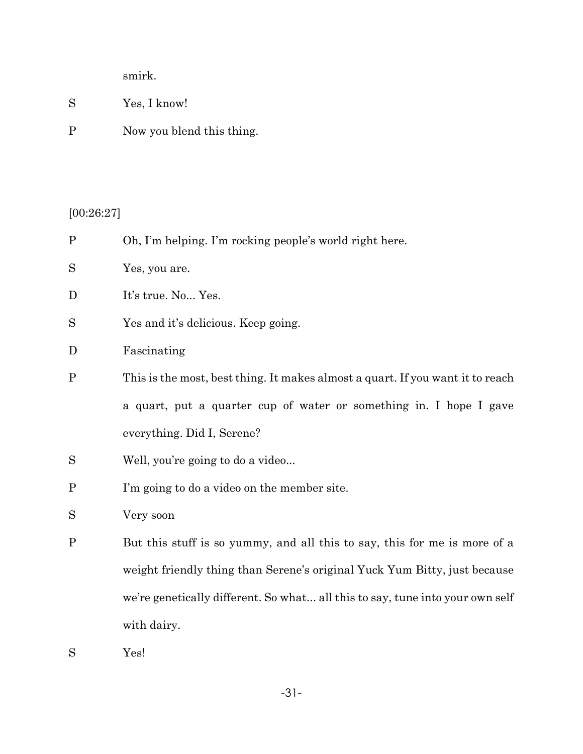smirk.

S Yes, I know!

P Now you blend this thing.

[00:26:27]

P Oh, I'm helping. I'm rocking people's world right here.

S Yes, you are.

D It's true. No... Yes.

S Yes and it's delicious. Keep going.

D Fascinating

P This is the most, best thing. It makes almost a quart. If you want it to reach a quart, put a quarter cup of water or something in. I hope I gave everything. Did I, Serene?

S Well, you're going to do a video...

P I'm going to do a video on the member site.

S Very soon

P But this stuff is so yummy, and all this to say, this for me is more of a weight friendly thing than Serene's original Yuck Yum Bitty, just because we're genetically different. So what... all this to say, tune into your own self with dairy.

S Yes!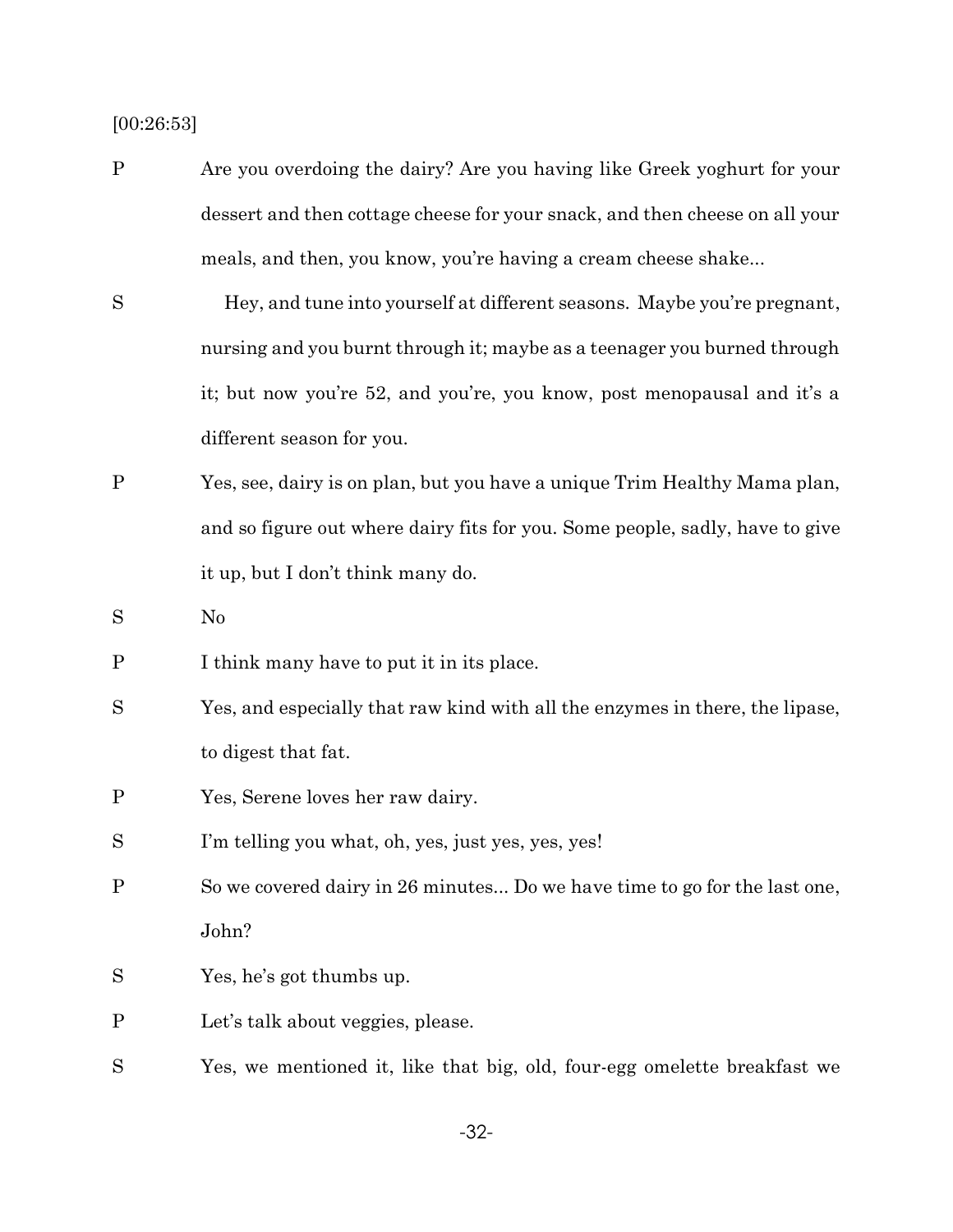[00:26:53]

P Are you overdoing the dairy? Are you having like Greek yoghurt for your dessert and then cottage cheese for your snack, and then cheese on all your meals, and then, you know, you're having a cream cheese shake...

S Hey, and tune into yourself at different seasons. Maybe you're pregnant, nursing and you burnt through it; maybe as a teenager you burned through it; but now you're 52, and you're, you know, post menopausal and it's a different season for you.

P Yes, see, dairy is on plan, but you have a unique Trim Healthy Mama plan, and so figure out where dairy fits for you. Some people, sadly, have to give it up, but I don't think many do.

S No

P I think many have to put it in its place.

S Yes, and especially that raw kind with all the enzymes in there, the lipase, to digest that fat.

P Yes, Serene loves her raw dairy.

S I'm telling you what, oh, yes, just yes, yes, yes!

P So we covered dairy in 26 minutes... Do we have time to go for the last one, John?

S Yes, he's got thumbs up.

P Let's talk about veggies, please.

S Yes, we mentioned it, like that big, old, four-egg omelette breakfast we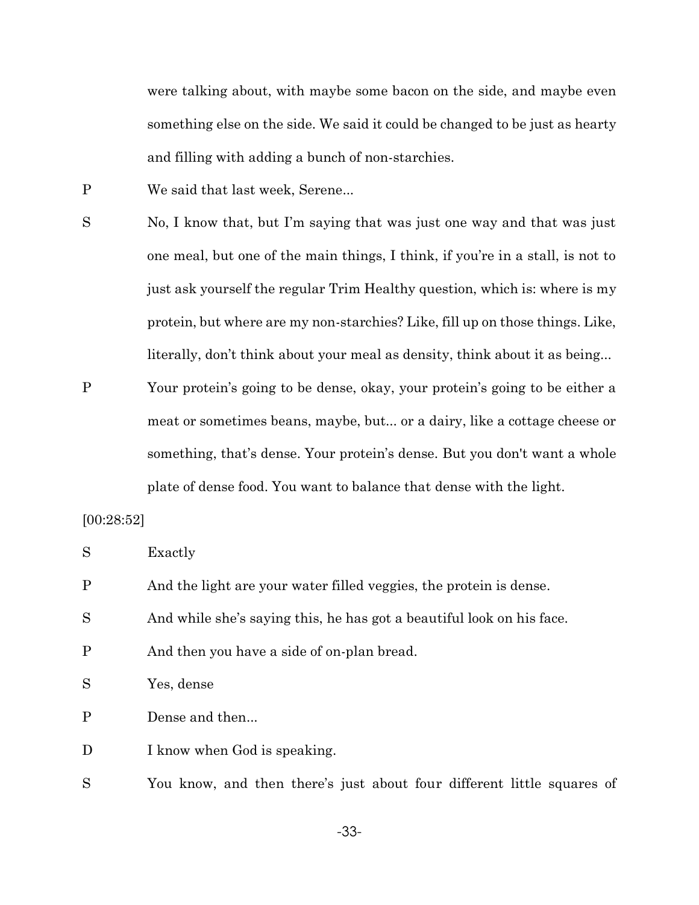were talking about, with maybe some bacon on the side, and maybe even something else on the side. We said it could be changed to be just as hearty and filling with adding a bunch of non-starchies.

P	We said that last week, Serene...

S	No, I know that, but I'm saying that was just one way and that was just one meal, but one of the main things, I think, if you're in a stall, is not to just ask yourself the regular Trim Healthy question, which is: where is my protein, but where are my non-starchies? Like, fill up on those things. Like, literally, don't think about your meal as density, think about it as being...

P	Your protein's going to be dense, okay, your protein's going to be either a meat or sometimes beans, maybe, but... or a dairy, like a cottage cheese or something, that's dense. Your protein's dense. But you don't want a whole plate of dense food. You want to balance that dense with the light.

[00:28:52]

S	Exactly

P	And the light are your water filled veggies, the protein is dense.

S	And while she's saying this, he has got a beautiful look on his face.

P	And then you have a side of on-plan bread.

S	Yes, dense

P	Dense and then...

D	I know when God is speaking.

S	You know, and then there's just about four different little squares of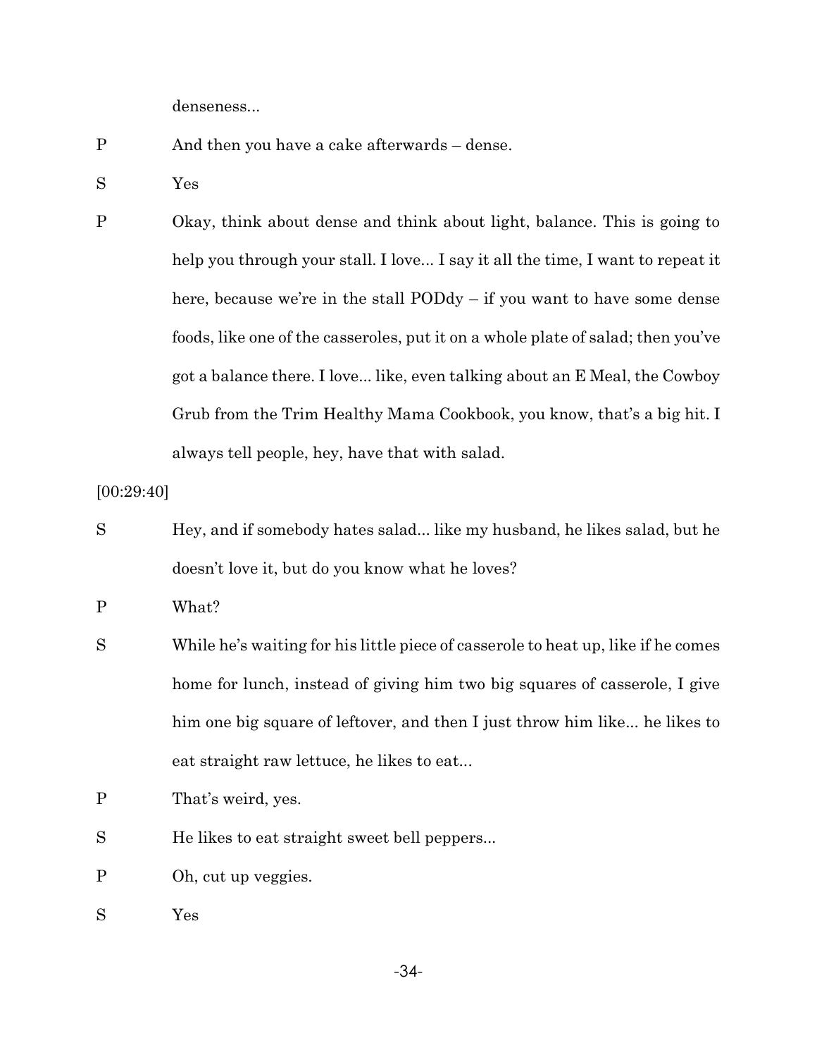denseness...

P And then you have a cake afterwards – dense.

S Yes

P Okay, think about dense and think about light, balance. This is going to help you through your stall. I love... I say it all the time, I want to repeat it here, because we're in the stall PODdy – if you want to have some dense foods, like one of the casseroles, put it on a whole plate of salad; then you've got a balance there. I love... like, even talking about an E Meal, the Cowboy Grub from the Trim Healthy Mama Cookbook, you know, that's a big hit. I always tell people, hey, have that with salad.

[00:29:40]

S Hey, and if somebody hates salad... like my husband, he likes salad, but he doesn't love it, but do you know what he loves?

P What?

S While he's waiting for his little piece of casserole to heat up, like if he comes home for lunch, instead of giving him two big squares of casserole, I give him one big square of leftover, and then I just throw him like... he likes to eat straight raw lettuce, he likes to eat...

P That's weird, yes.

S He likes to eat straight sweet bell peppers...

P Oh, cut up veggies.

S Yes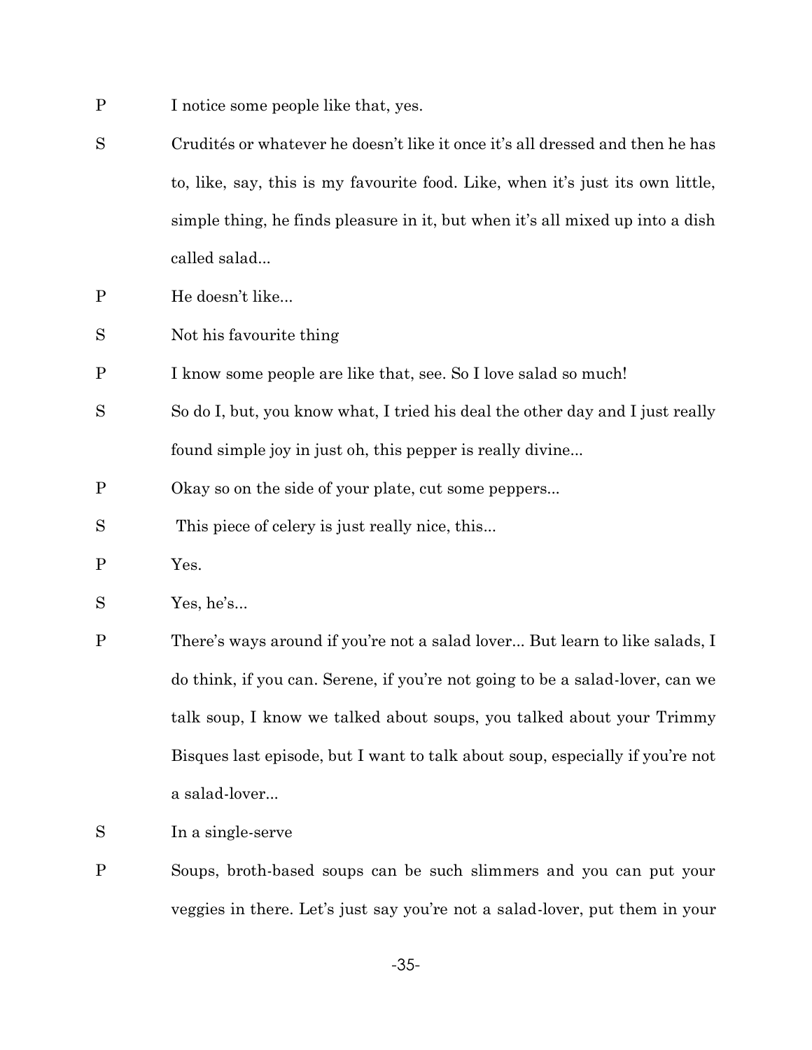P I notice some people like that, yes.

S Crudités or whatever he doesn't like it once it's all dressed and then he has to, like, say, this is my favourite food. Like, when it's just its own little, simple thing, he finds pleasure in it, but when it's all mixed up into a dish called salad...

P He doesn't like...

S Not his favourite thing

P I know some people are like that, see. So I love salad so much!

S So do I, but, you know what, I tried his deal the other day and I just really found simple joy in just oh, this pepper is really divine...

P Okay so on the side of your plate, cut some peppers...

S This piece of celery is just really nice, this...

P Yes.

S Yes, he's...

P There's ways around if you're not a salad lover... But learn to like salads, I do think, if you can. Serene, if you're not going to be a salad-lover, can we talk soup, I know we talked about soups, you talked about your Trimmy Bisques last episode, but I want to talk about soup, especially if you're not a salad-lover...

S In a single-serve

P Soups, broth-based soups can be such slimmers and you can put your veggies in there. Let's just say you're not a salad-lover, put them in your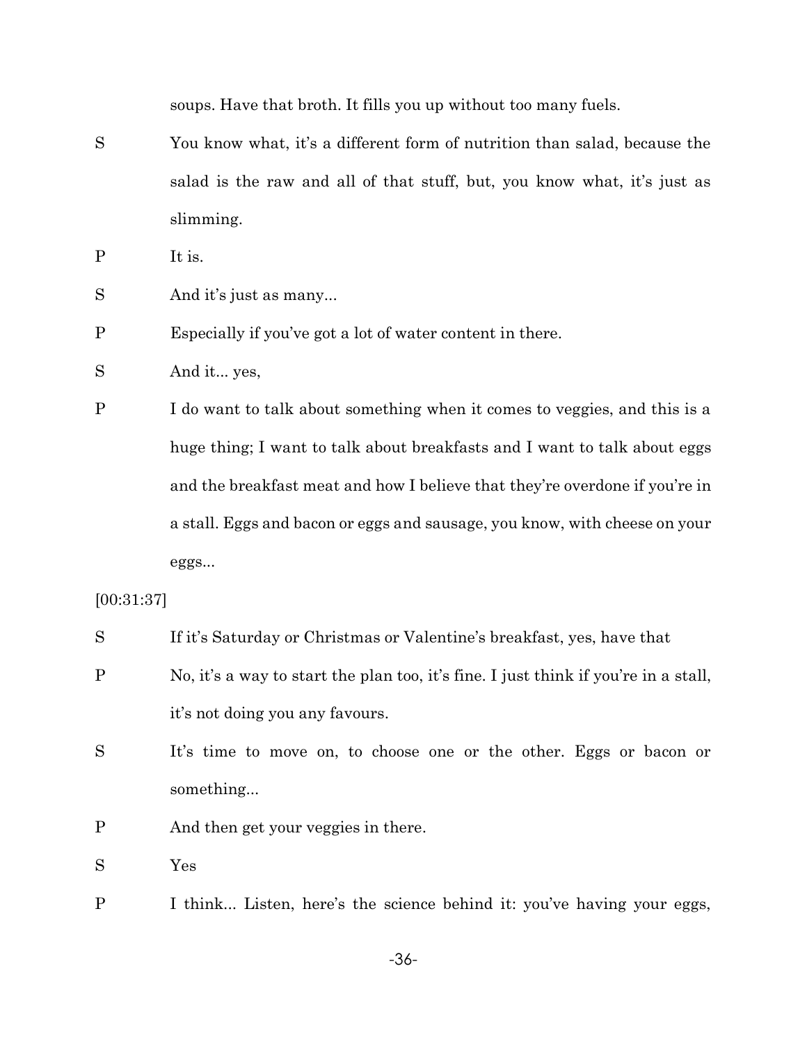soups. Have that broth. It fills you up without too many fuels.

S You know what, it's a different form of nutrition than salad, because the salad is the raw and all of that stuff, but, you know what, it's just as slimming.

P It is.

S And it's just as many...

P Especially if you've got a lot of water content in there.

S And it... yes,

P I do want to talk about something when it comes to veggies, and this is a huge thing; I want to talk about breakfasts and I want to talk about eggs and the breakfast meat and how I believe that they're overdone if you're in a stall. Eggs and bacon or eggs and sausage, you know, with cheese on your eggs...

[00:31:37]

S If it's Saturday or Christmas or Valentine's breakfast, yes, have that

P No, it's a way to start the plan too, it's fine. I just think if you're in a stall, it's not doing you any favours.

S It's time to move on, to choose one or the other. Eggs or bacon or something...

P And then get your veggies in there.

S Yes

P I think... Listen, here's the science behind it: you've having your eggs,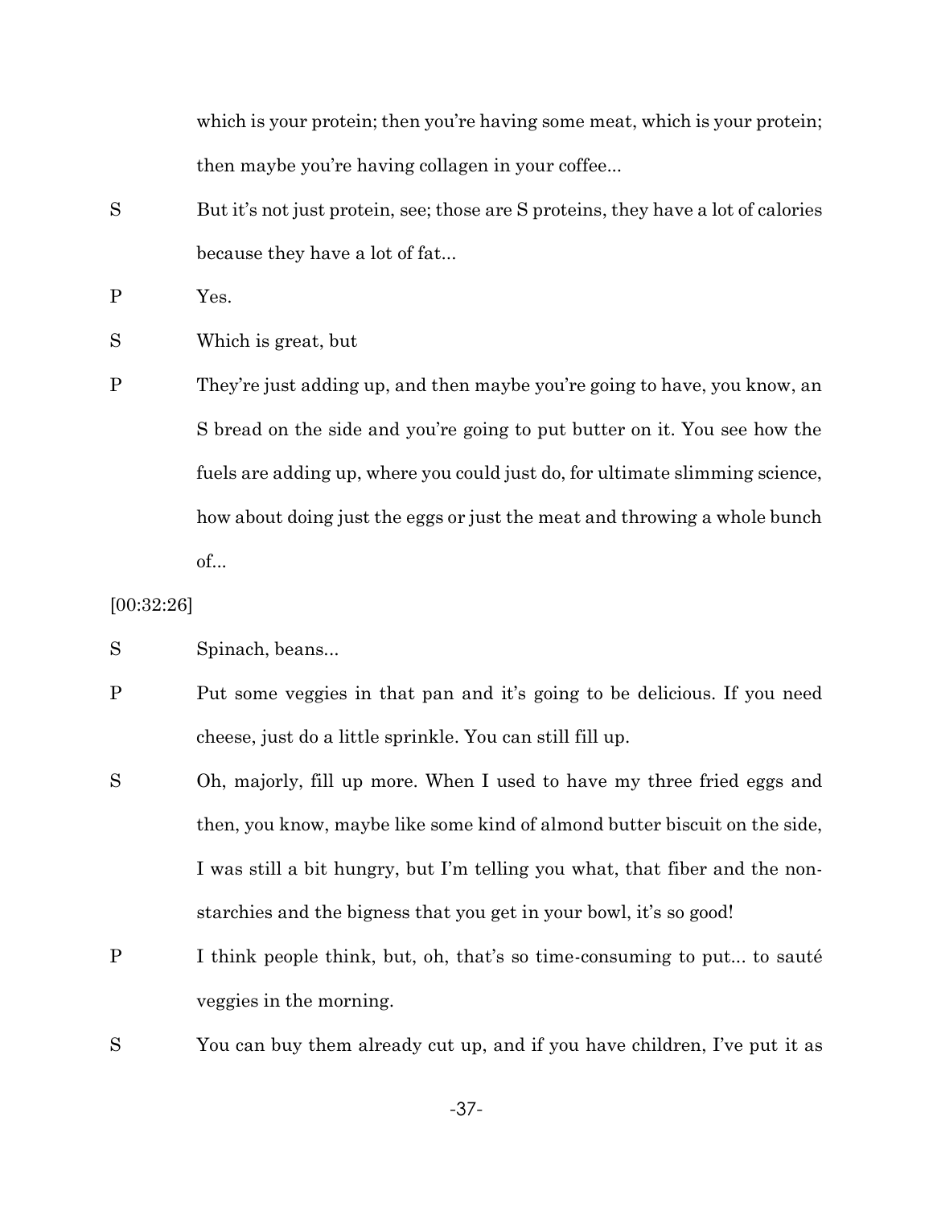which is your protein; then you're having some meat, which is your protein; then maybe you're having collagen in your coffee...

S	But it's not just protein, see; those are S proteins, they have a lot of calories because they have a lot of fat...

P	Yes.

S	Which is great, but

P	They're just adding up, and then maybe you're going to have, you know, an S bread on the side and you're going to put butter on it. You see how the fuels are adding up, where you could just do, for ultimate slimming science, how about doing just the eggs or just the meat and throwing a whole bunch of...

[00:32:26]

S	Spinach, beans...

P	Put some veggies in that pan and it's going to be delicious. If you need cheese, just do a little sprinkle. You can still fill up.

S	Oh, majorly, fill up more. When I used to have my three fried eggs and then, you know, maybe like some kind of almond butter biscuit on the side, I was still a bit hungry, but I'm telling you what, that fiber and the non-starchies and the bigness that you get in your bowl, it's so good!

P	I think people think, but, oh, that's so time-consuming to put... to sauté veggies in the morning.

S	You can buy them already cut up, and if you have children, I've put it as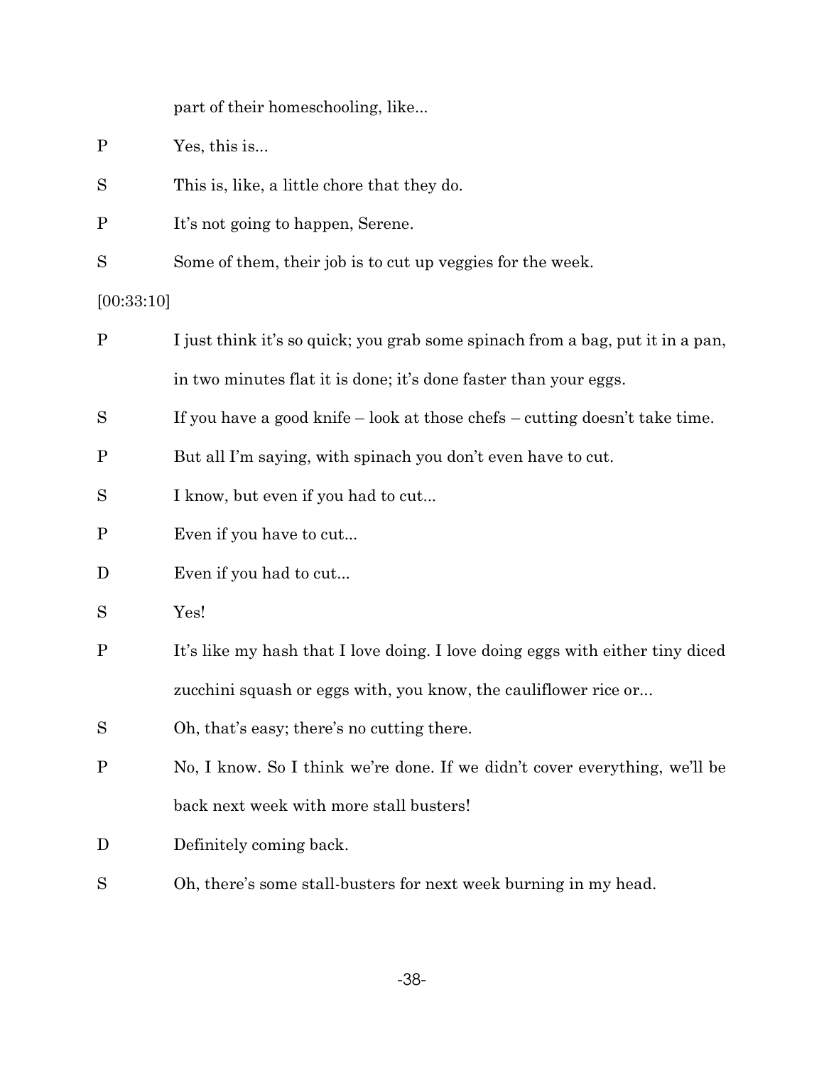part of their homeschooling, like...

P Yes, this is...

S This is, like, a little chore that they do.

P It's not going to happen, Serene.

S Some of them, their job is to cut up veggies for the week.

[00:33:10]

P I just think it's so quick; you grab some spinach from a bag, put it in a pan, in two minutes flat it is done; it's done faster than your eggs.

S If you have a good knife – look at those chefs – cutting doesn't take time.

P But all I'm saying, with spinach you don't even have to cut.

S I know, but even if you had to cut...

P Even if you have to cut...

D Even if you had to cut...

S Yes!

P It's like my hash that I love doing. I love doing eggs with either tiny diced zucchini squash or eggs with, you know, the cauliflower rice or...

S Oh, that's easy; there's no cutting there.

P No, I know. So I think we're done. If we didn't cover everything, we'll be back next week with more stall busters!

D Definitely coming back.

S Oh, there's some stall-busters for next week burning in my head.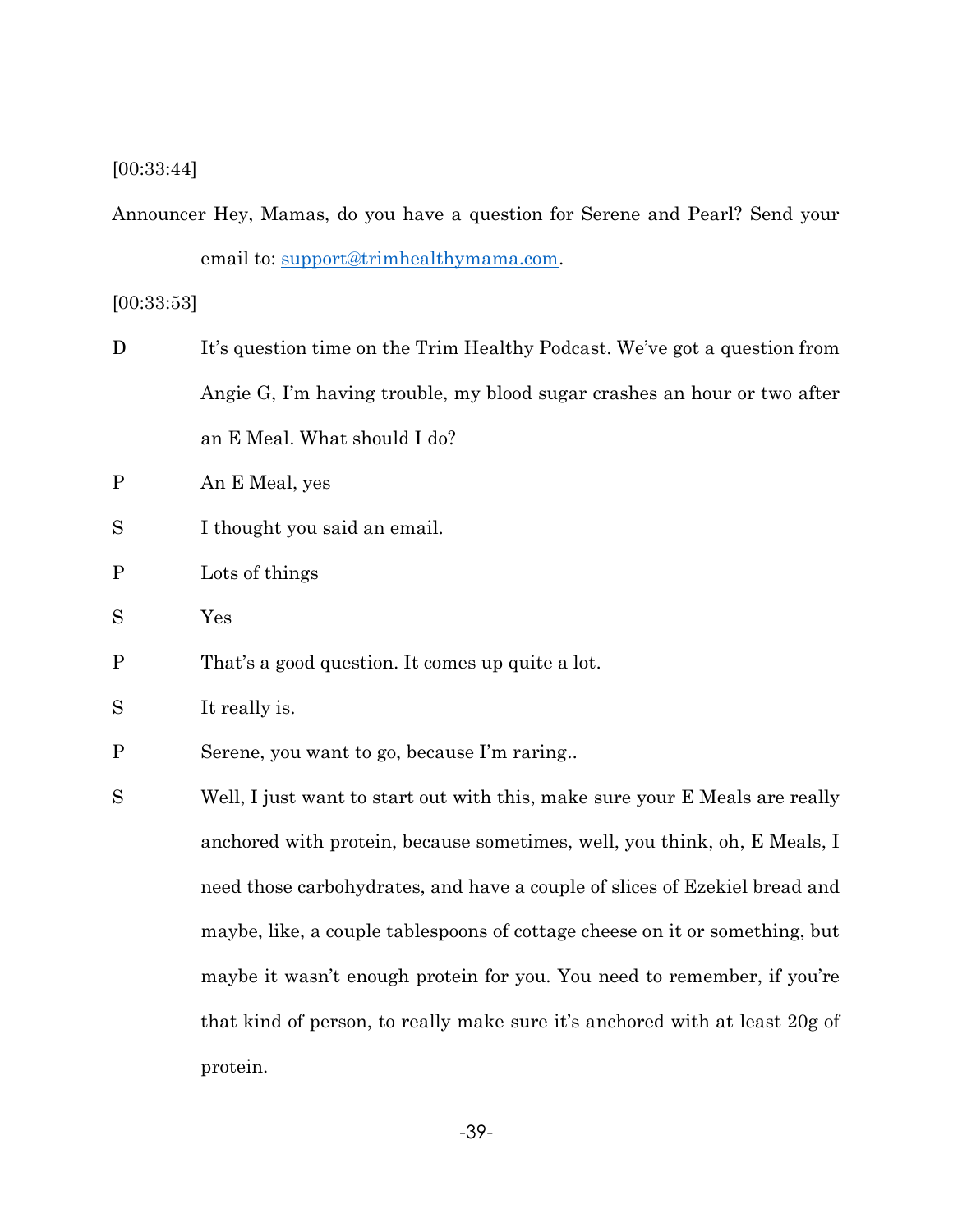[00:33:44]

Announcer Hey, Mamas, do you have a question for Serene and Pearl? Send your email to: support@trimhealthymama.com.

[00:33:53]

D It's question time on the Trim Healthy Podcast. We've got a question from Angie G, I'm having trouble, my blood sugar crashes an hour or two after an E Meal. What should I do?

P An E Meal, yes

S I thought you said an email.

P Lots of things

S Yes

P That's a good question. It comes up quite a lot.

S It really is.

P Serene, you want to go, because I'm raring..

S Well, I just want to start out with this, make sure your E Meals are really anchored with protein, because sometimes, well, you think, oh, E Meals, I need those carbohydrates, and have a couple of slices of Ezekiel bread and maybe, like, a couple tablespoons of cottage cheese on it or something, but maybe it wasn't enough protein for you. You need to remember, if you're that kind of person, to really make sure it's anchored with at least 20g of protein.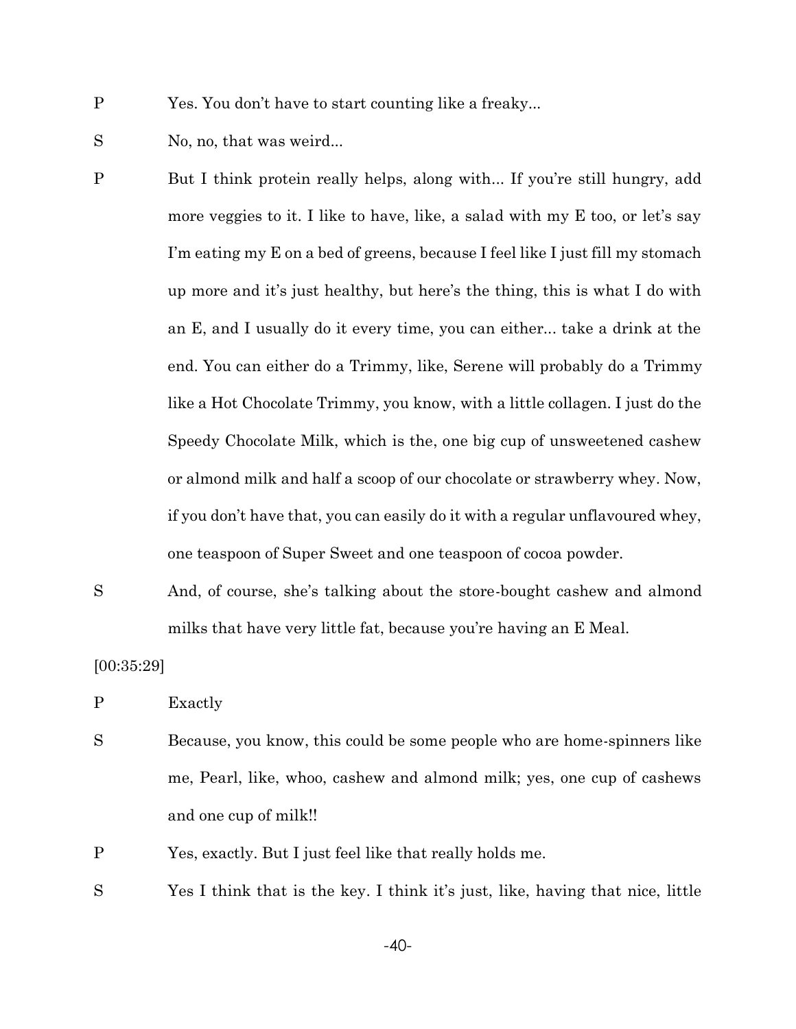P Yes. You don't have to start counting like a freaky...

S No, no, that was weird...

P But I think protein really helps, along with... If you're still hungry, add more veggies to it. I like to have, like, a salad with my E too, or let's say I'm eating my E on a bed of greens, because I feel like I just fill my stomach up more and it's just healthy, but here's the thing, this is what I do with an E, and I usually do it every time, you can either... take a drink at the end. You can either do a Trimmy, like, Serene will probably do a Trimmy like a Hot Chocolate Trimmy, you know, with a little collagen. I just do the Speedy Chocolate Milk, which is the, one big cup of unsweetened cashew or almond milk and half a scoop of our chocolate or strawberry whey. Now, if you don't have that, you can easily do it with a regular unflavoured whey, one teaspoon of Super Sweet and one teaspoon of cocoa powder.

S And, of course, she's talking about the store-bought cashew and almond milks that have very little fat, because you're having an E Meal.

[00:35:29]

P Exactly

S Because, you know, this could be some people who are home-spinners like me, Pearl, like, whoo, cashew and almond milk; yes, one cup of cashews and one cup of milk!!

P Yes, exactly. But I just feel like that really holds me.

S Yes I think that is the key. I think it's just, like, having that nice, little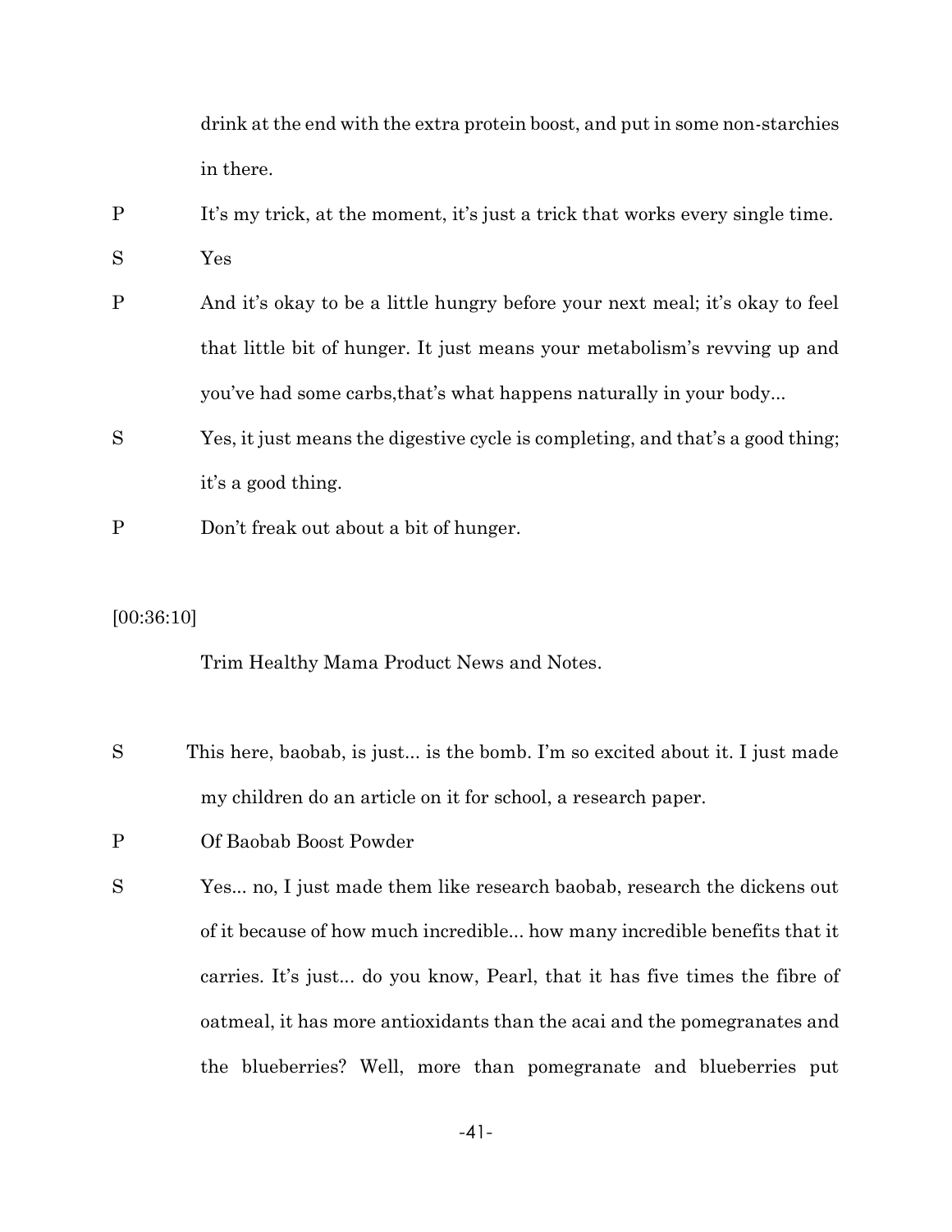drink at the end with the extra protein boost, and put in some non-starchies in there.

P It's my trick, at the moment, it's just a trick that works every single time.

S Yes

P And it's okay to be a little hungry before your next meal; it's okay to feel that little bit of hunger. It just means your metabolism's revving up and you've had some carbs,that's what happens naturally in your body...

S Yes, it just means the digestive cycle is completing, and that's a good thing; it's a good thing.

P Don't freak out about a bit of hunger.

[00:36:10]

Trim Healthy Mama Product News and Notes.

S This here, baobab, is just... is the bomb. I'm so excited about it. I just made my children do an article on it for school, a research paper.

P Of Baobab Boost Powder

S Yes... no, I just made them like research baobab, research the dickens out of it because of how much incredible... how many incredible benefits that it carries. It's just... do you know, Pearl, that it has five times the fibre of oatmeal, it has more antioxidants than the acai and the pomegranates and the blueberries? Well, more than pomegranate and blueberries put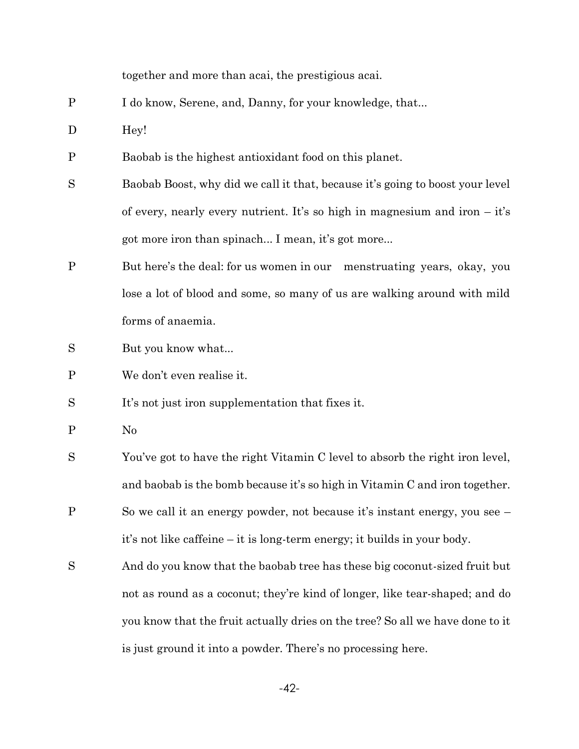together and more than acai, the prestigious acai.

P	I do know, Serene, and, Danny, for your knowledge, that...

D	Hey!

P	Baobab is the highest antioxidant food on this planet.

S	Baobab Boost, why did we call it that, because it's going to boost your level of every, nearly every nutrient. It's so high in magnesium and iron – it's got more iron than spinach... I mean, it's got more...

P	But here's the deal: for us women in our menstruating years, okay, you lose a lot of blood and some, so many of us are walking around with mild forms of anaemia.

S	But you know what...

P	We don't even realise it.

S	It's not just iron supplementation that fixes it.

P	No

S	You've got to have the right Vitamin C level to absorb the right iron level, and baobab is the bomb because it's so high in Vitamin C and iron together.

P	So we call it an energy powder, not because it's instant energy, you see – it's not like caffeine – it is long-term energy; it builds in your body.

S	And do you know that the baobab tree has these big coconut-sized fruit but not as round as a coconut; they're kind of longer, like tear-shaped; and do you know that the fruit actually dries on the tree? So all we have done to it is just ground it into a powder. There's no processing here.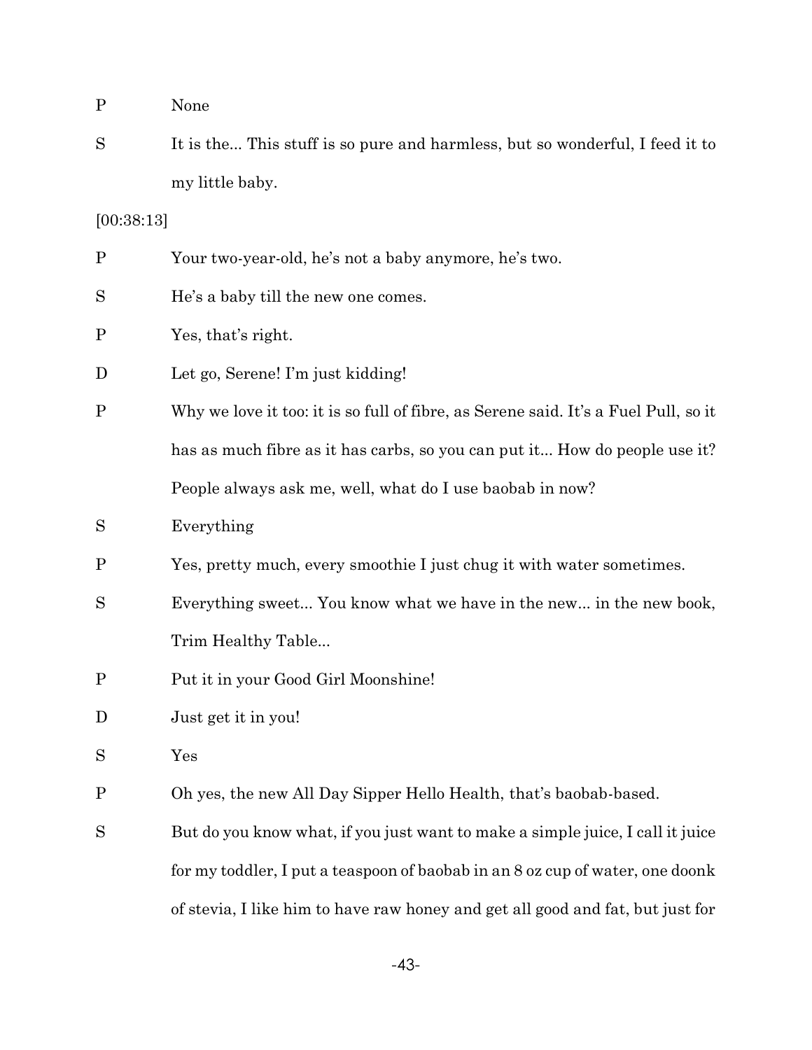P None

S It is the... This stuff is so pure and harmless, but so wonderful, I feed it to my little baby.

[00:38:13]

P Your two-year-old, he's not a baby anymore, he's two.

S He's a baby till the new one comes.

P Yes, that's right.

D Let go, Serene! I'm just kidding!

P Why we love it too: it is so full of fibre, as Serene said. It's a Fuel Pull, so it has as much fibre as it has carbs, so you can put it... How do people use it? People always ask me, well, what do I use baobab in now?

S Everything

P Yes, pretty much, every smoothie I just chug it with water sometimes.

S Everything sweet... You know what we have in the new... in the new book, Trim Healthy Table...

P Put it in your Good Girl Moonshine!

D Just get it in you!

S Yes

P Oh yes, the new All Day Sipper Hello Health, that's baobab-based.

S But do you know what, if you just want to make a simple juice, I call it juice for my toddler, I put a teaspoon of baobab in an 8 oz cup of water, one doonk of stevia, I like him to have raw honey and get all good and fat, but just for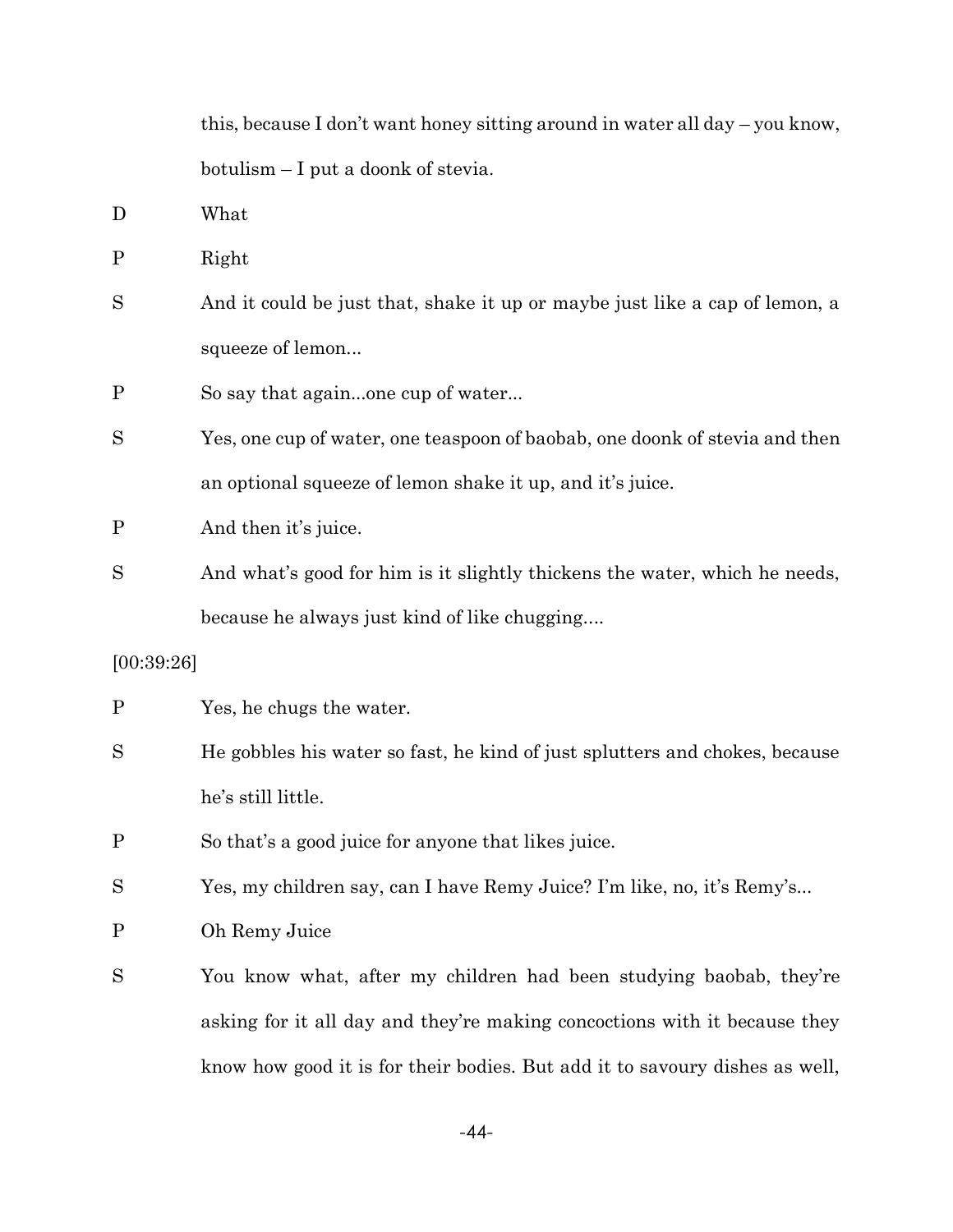this, because I don't want honey sitting around in water all day – you know, botulism – I put a doonk of stevia.

D What

P Right

S And it could be just that, shake it up or maybe just like a cap of lemon, a squeeze of lemon...

P So say that again...one cup of water...

S Yes, one cup of water, one teaspoon of baobab, one doonk of stevia and then an optional squeeze of lemon shake it up, and it's juice.

P And then it's juice.

S And what's good for him is it slightly thickens the water, which he needs, because he always just kind of like chugging....

[00:39:26]

P Yes, he chugs the water.

S He gobbles his water so fast, he kind of just splutters and chokes, because he's still little.

P So that's a good juice for anyone that likes juice.

S Yes, my children say, can I have Remy Juice? I'm like, no, it's Remy's...

P Oh Remy Juice

S You know what, after my children had been studying baobab, they're asking for it all day and they're making concoctions with it because they know how good it is for their bodies. But add it to savoury dishes as well,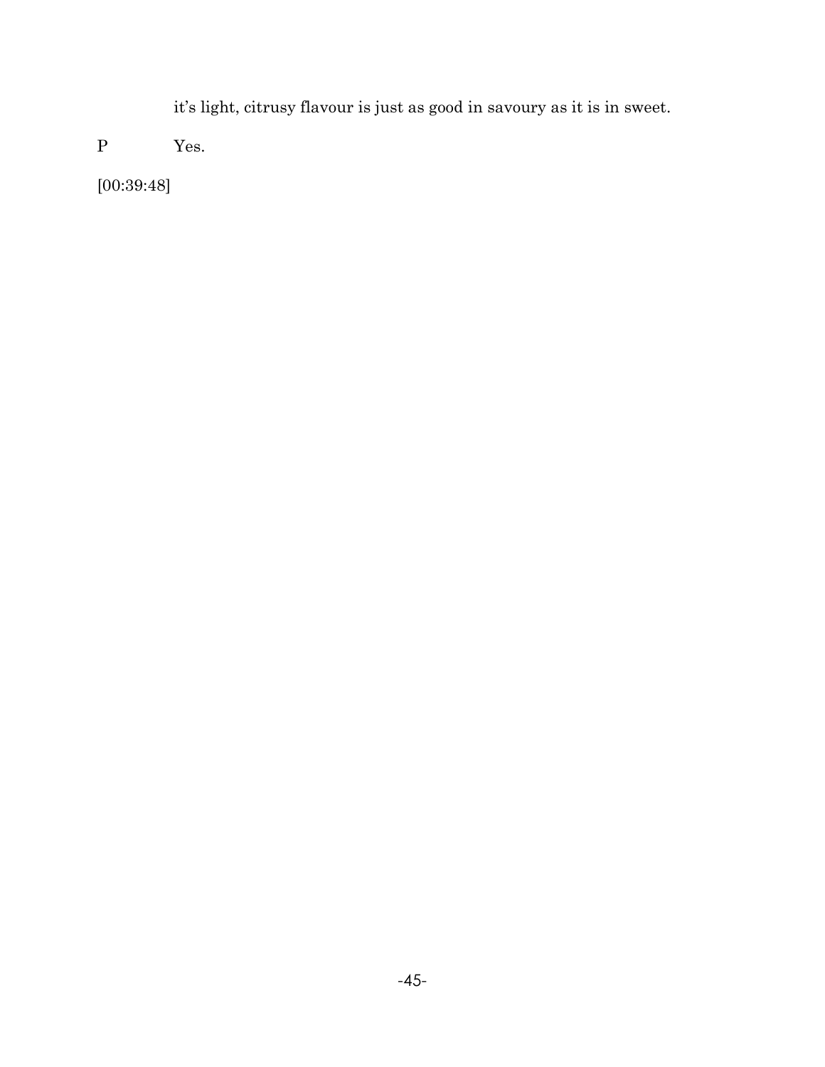it's light, citrusy flavour is just as good in savoury as it is in sweet.

P Yes.

[00:39:48]